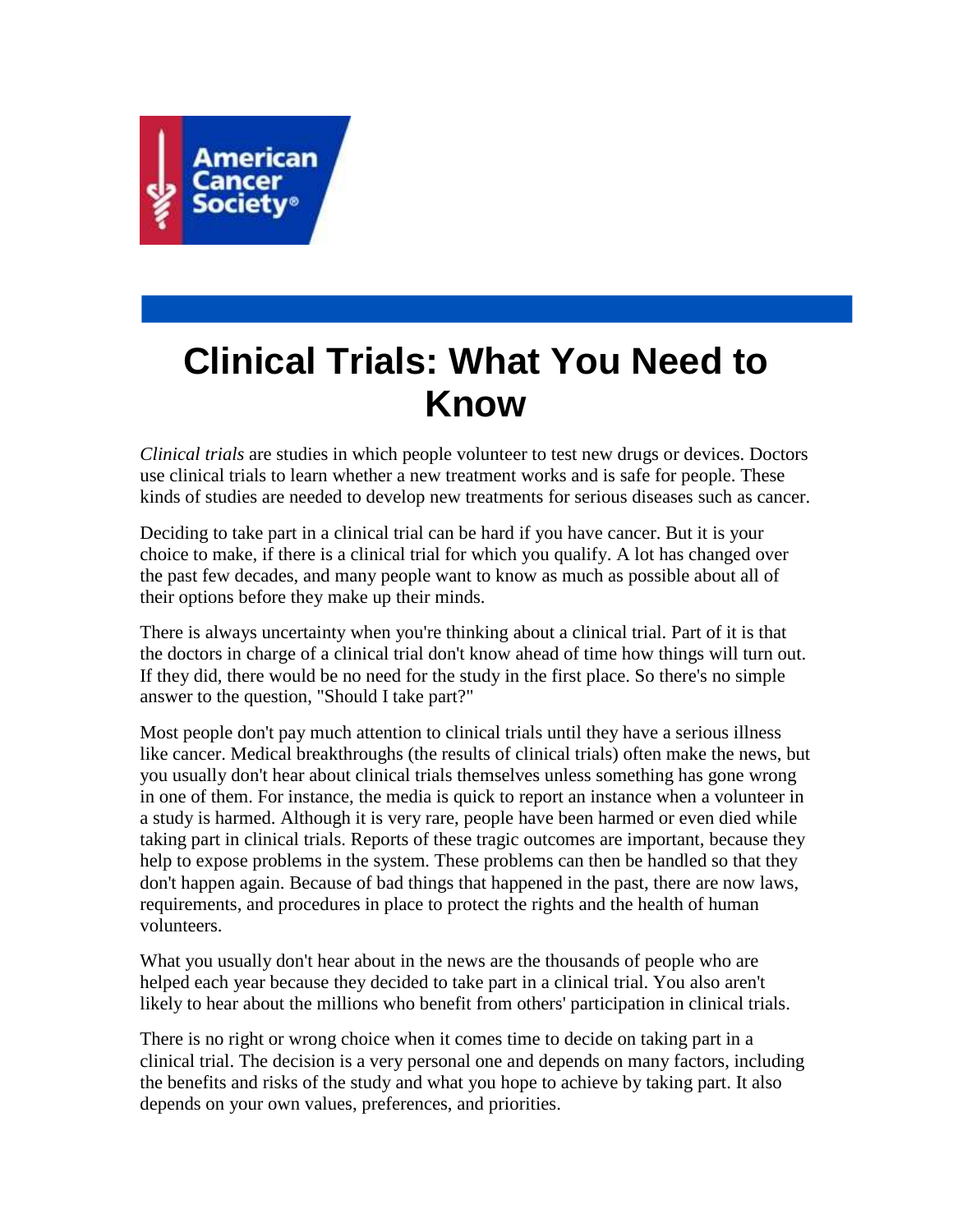# Clinical Trials: What You Need to Know

*Clinical trials* are studies in which people volunteer to test new drugs or devices. Doctors use clinical trials to learn whether a new treatment works and is safe for people. These kinds of studies are needed to develop new treatments for serious diseases such as cancer.

Deciding to take part in a clinical trial can be hard if you have cancer. But it is your choice to make, if there is a clinical trial for which you qualify. A lot has changed over the past few decades, and many people want to know as much as possible about all of their options before they make up their minds.

There is always uncertainty when you're thinking about a clinical trial. Part of it is that the doctors in charge of a clinical trial don't know ahead of time how things will turn out. If they did, there would be no need for the study in the first place. So there's no simple answer to the question, "Should I take part?"

Most people don't pay much attention to clinical trials until they have a serious illness like cancer. Medical breakthroughs (the results of clinical trials) often make the news, but you usually don't hear about clinical trials themselves unless something has gone wrong in one of them. For instance, the media is quick to report an instance when a volunteer in a study is harmed. Although it is very rare, people have been harmed or even died while taking part in clinical trials. Reports of these tragic outcomes are important, because they help to expose problems in the system. These problems can then be handled so that they don't happen again. Because of bad things that happened in the past, there are now laws, requirements, and procedures in place to protect the rights and the health of human volunteers.

What you usually don't hear about in the news are the thousands of people who are helped each year because they decided to take part in a clinical trial. You also aren't likely to hear about the millions who benefit from others' participation in clinical trials.

There is no right or wrong choice when it comes time to decide on taking part in a clinical trial. The decision is a very personal one and depends on many factors, including the benefits and risks of the study and what you hope to achieve by taking part. It also depends on your own values, preferences, and priorities.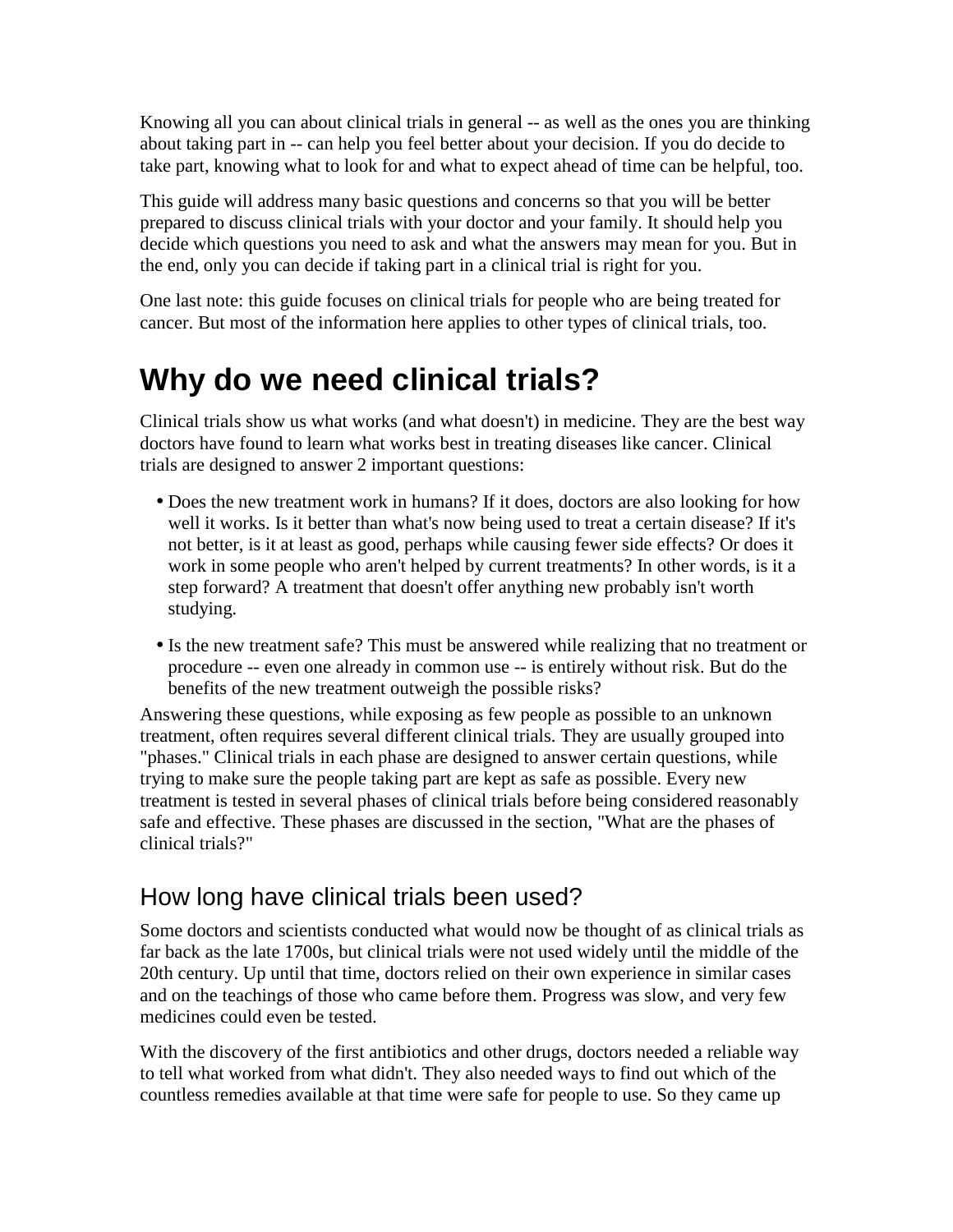Knowing all you can about clinical trials in general -- as well as the ones you are thinking about taking part in -- can help you feel better about your decision. If you do decide to take part, knowing what to look for and what to expect ahead of time can be helpful, too.

This guide will address many basic questions and concerns so that you will be better prepared to discuss clinical trials with your doctor and your family. It should help you decide which questions you need to ask and what the answers may mean for you. But in the end, only you can decide if taking part in a clinical trial is right for you.

One last note: this guide focuses on clinical trials for people who are being treated for cancer. But most of the information here applies to other types of clinical trials, too.

# Why do we need clinical trials?

Clinical trials show us what works (and what doesn't) in medicine. They are the best way doctors have found to learn what works best in treating diseases like cancer. Clinical trials are designed to answer 2 important questions:

- Does the new treatment work in humans? If it does, doctors are also looking for how well it works. Is it better than what's now being used to treat a certain disease? If it's not better, is it at least as good, perhaps while causing fewer side effects? Or does it work in some people who aren't helped by current treatments? In other words, is it a step forward? A treatment that doesn't offer anything new probably isn't worth studying.
- Is the new treatment safe? This must be answered while realizing that no treatment or procedure -- even one already in common use -- is entirely without risk. But do the benefits of the new treatment outweigh the possible risks?

Answering these questions, while exposing as few people as possible to an unknown treatment, often requires several different clinical trials. They are usually grouped into "phases." Clinical trials in each phase are designed to answer certain questions, while trying to make sure the people taking part are kept as safe as possible. Every new treatment is tested in several phases of clinical trials before being considered reasonably safe and effective. These phases are discussed in the section, "What are the phases of clinical trials?"

## How long have clinical trials been used?

Some doctors and scientists conducted what would now be thought of as clinical trials as far back as the late 1700s, but clinical trials were not used widely until the middle of the 20th century. Up until that time, doctors relied on their own experience in similar cases and on the teachings of those who came before them. Progress was slow, and very few medicines could even be tested.

With the discovery of the first antibiotics and other drugs, doctors needed a reliable way to tell what worked from what didn't. They also needed ways to find out which of the countless remedies available at that time were safe for people to use. So they came up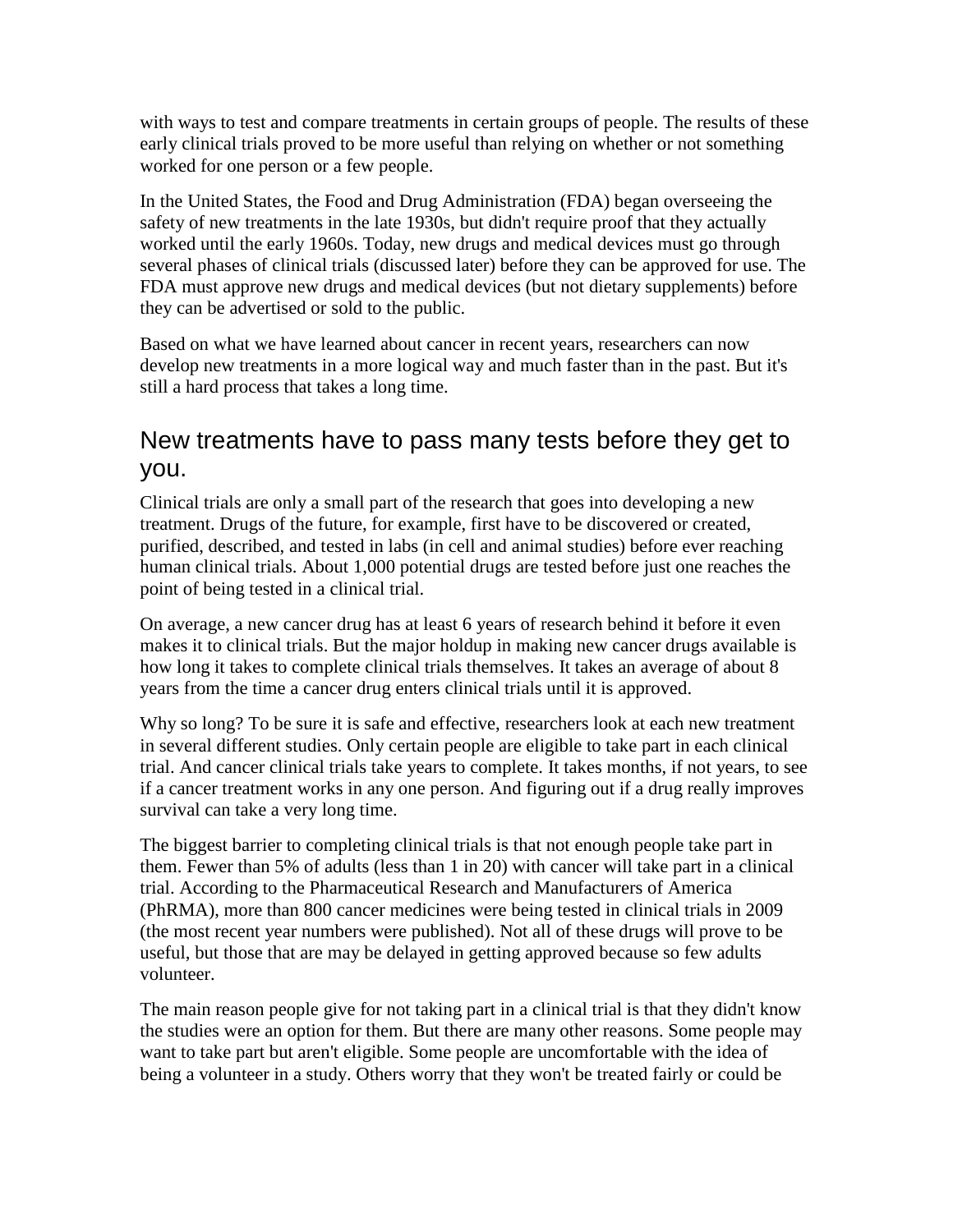with ways to test and compare treatments in certain groups of people. The results of these early clinical trials proved to be more useful than relying on whether or not something worked for one person or a few people.

In the United States, the Food and Drug Administration (FDA) began overseeing the safety of new treatments in the late 1930s, but didn't require proof that they actually worked until the early 1960s. Today, new drugs and medical devices must go through several phases of clinical trials (discussed later) before they can be approved for use. The FDA must approve new drugs and medical devices (but not dietary supplements) before they can be advertised or sold to the public.

Based on what we have learned about cancer in recent years, researchers can now develop new treatments in a more logical way and much faster than in the past. But it's still a hard process that takes a long time.

## New treatments have to pass many tests before they get to you.

Clinical trials are only a small part of the research that goes into developing a new treatment. Drugs of the future, for example, first have to be discovered or created, purified, described, and tested in labs (in cell and animal studies) before ever reaching human clinical trials. About 1,000 potential drugs are tested before just one reaches the point of being tested in a clinical trial.

On average, a new cancer drug has at least 6 years of research behind it before it even makes it to clinical trials. But the major holdup in making new cancer drugs available is how long it takes to complete clinical trials themselves. It takes an average of about 8 years from the time a cancer drug enters clinical trials until it is approved.

Why so long? To be sure it is safe and effective, researchers look at each new treatment in several different studies. Only certain people are eligible to take part in each clinical trial. And cancer clinical trials take years to complete. It takes months, if not years, to see if a cancer treatment works in any one person. And figuring out if a drug really improves survival can take a very long time.

The biggest barrier to completing clinical trials is that not enough people take part in them. Fewer than 5% of adults (less than 1 in 20) with cancer will take part in a clinical trial. According to the Pharmaceutical Research and Manufacturers of America (PhRMA), more than 800 cancer medicines were being tested in clinical trials in 2009 (the most recent year numbers were published). Not all of these drugs will prove to be useful, but those that are may be delayed in getting approved because so few adults volunteer.

The main reason people give for not taking part in a clinical trial is that they didn't know the studies were an option for them. But there are many other reasons. Some people may want to take part but aren't eligible. Some people are uncomfortable with the idea of being a volunteer in a study. Others worry that they won't be treated fairly or could be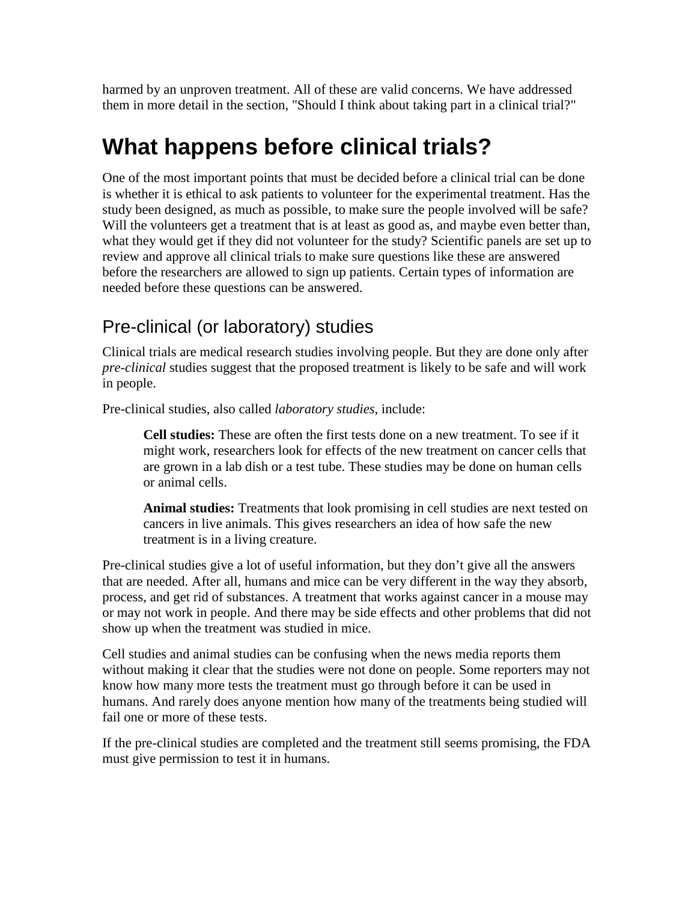harmed by an unproven treatment. All of these are valid concerns. We have addressed them in more detail in the section, "Should I think about taking part in a clinical trial?"

# What happens before clinical trials?

One of the most important points that must be decided before a clinical trial can be done is whether it is ethical to ask patients to volunteer for the experimental treatment. Has the study been designed, as much as possible, to make sure the people involved will be safe? Will the volunteers get a treatment that is at least as good as, and maybe even better than, what they would get if they did not volunteer for the study? Scientific panels are set up to review and approve all clinical trials to make sure questions like these are answered before the researchers are allowed to sign up patients. Certain types of information are needed before these questions can be answered.

## Pre-clinical (or laboratory) studies

Clinical trials are medical research studies involving people. But they are done only after *pre-clinical* studies suggest that the proposed treatment is likely to be safe and will work in people.

Pre-clinical studies, also called *laboratory studies*, include:

> **Cell studies:** These are often the first tests done on a new treatment. To see if it might work, researchers look for effects of the new treatment on cancer cells that are grown in a lab dish or a test tube. These studies may be done on human cells or animal cells.
>
> **Animal studies:** Treatments that look promising in cell studies are next tested on cancers in live animals. This gives researchers an idea of how safe the new treatment is in a living creature.

Pre-clinical studies give a lot of useful information, but they don't give all the answers that are needed. After all, humans and mice can be very different in the way they absorb, process, and get rid of substances. A treatment that works against cancer in a mouse may or may not work in people. And there may be side effects and other problems that did not show up when the treatment was studied in mice.

Cell studies and animal studies can be confusing when the news media reports them without making it clear that the studies were not done on people. Some reporters may not know how many more tests the treatment must go through before it can be used in humans. And rarely does anyone mention how many of the treatments being studied will fail one or more of these tests.

If the pre-clinical studies are completed and the treatment still seems promising, the FDA must give permission to test it in humans.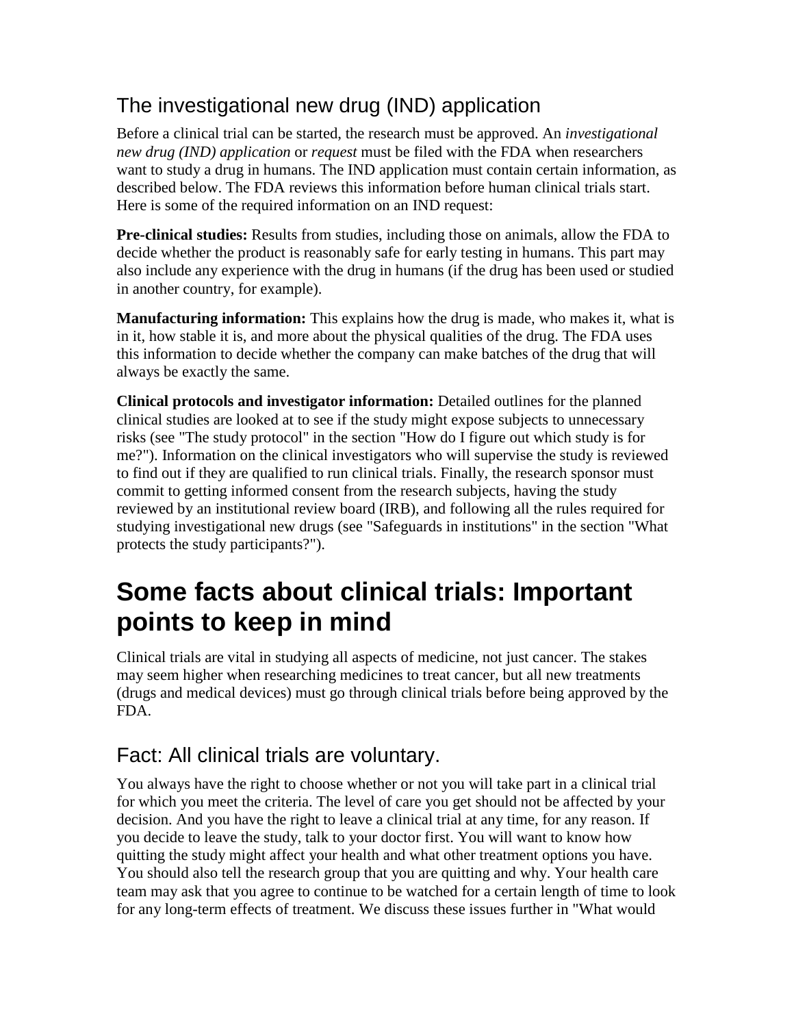## The investigational new drug (IND) application

Before a clinical trial can be started, the research must be approved. An *investigational new drug (IND) application* or *request* must be filed with the FDA when researchers want to study a drug in humans. The IND application must contain certain information, as described below. The FDA reviews this information before human clinical trials start. Here is some of the required information on an IND request:

**Pre-clinical studies:** Results from studies, including those on animals, allow the FDA to decide whether the product is reasonably safe for early testing in humans. This part may also include any experience with the drug in humans (if the drug has been used or studied in another country, for example).

**Manufacturing information:** This explains how the drug is made, who makes it, what is in it, how stable it is, and more about the physical qualities of the drug. The FDA uses this information to decide whether the company can make batches of the drug that will always be exactly the same.

**Clinical protocols and investigator information:** Detailed outlines for the planned clinical studies are looked at to see if the study might expose subjects to unnecessary risks (see "The study protocol" in the section "How do I figure out which study is for me?"). Information on the clinical investigators who will supervise the study is reviewed to find out if they are qualified to run clinical trials. Finally, the research sponsor must commit to getting informed consent from the research subjects, having the study reviewed by an institutional review board (IRB), and following all the rules required for studying investigational new drugs (see "Safeguards in institutions" in the section "What protects the study participants?").

# Some facts about clinical trials: Important points to keep in mind

Clinical trials are vital in studying all aspects of medicine, not just cancer. The stakes may seem higher when researching medicines to treat cancer, but all new treatments (drugs and medical devices) must go through clinical trials before being approved by the FDA.

## Fact: All clinical trials are voluntary.

You always have the right to choose whether or not you will take part in a clinical trial for which you meet the criteria. The level of care you get should not be affected by your decision. And you have the right to leave a clinical trial at any time, for any reason. If you decide to leave the study, talk to your doctor first. You will want to know how quitting the study might affect your health and what other treatment options you have. You should also tell the research group that you are quitting and why. Your health care team may ask that you agree to continue to be watched for a certain length of time to look for any long-term effects of treatment. We discuss these issues further in "What would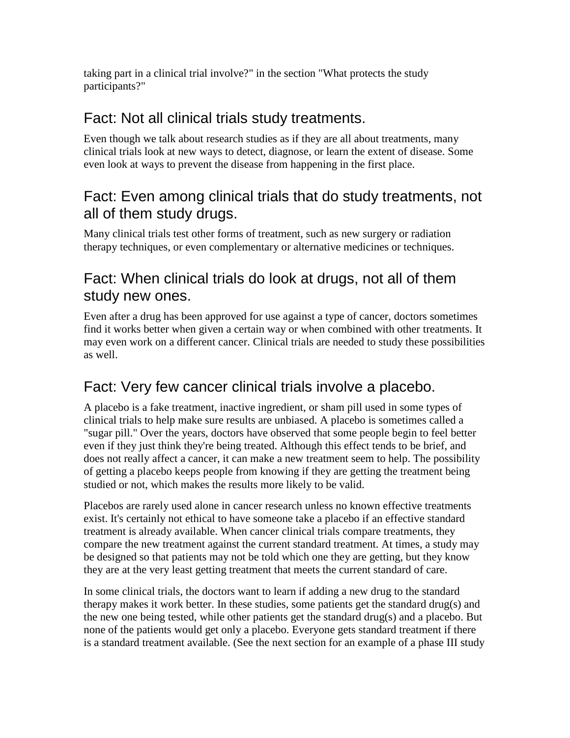taking part in a clinical trial involve?" in the section "What protects the study participants?"

## Fact: Not all clinical trials study treatments.

Even though we talk about research studies as if they are all about treatments, many clinical trials look at new ways to detect, diagnose, or learn the extent of disease. Some even look at ways to prevent the disease from happening in the first place.

## Fact: Even among clinical trials that do study treatments, not all of them study drugs.

Many clinical trials test other forms of treatment, such as new surgery or radiation therapy techniques, or even complementary or alternative medicines or techniques.

## Fact: When clinical trials do look at drugs, not all of them study new ones.

Even after a drug has been approved for use against a type of cancer, doctors sometimes find it works better when given a certain way or when combined with other treatments. It may even work on a different cancer. Clinical trials are needed to study these possibilities as well.

## Fact: Very few cancer clinical trials involve a placebo.

A placebo is a fake treatment, inactive ingredient, or sham pill used in some types of clinical trials to help make sure results are unbiased. A placebo is sometimes called a "sugar pill." Over the years, doctors have observed that some people begin to feel better even if they just think they're being treated. Although this effect tends to be brief, and does not really affect a cancer, it can make a new treatment seem to help. The possibility of getting a placebo keeps people from knowing if they are getting the treatment being studied or not, which makes the results more likely to be valid.

Placebos are rarely used alone in cancer research unless no known effective treatments exist. It's certainly not ethical to have someone take a placebo if an effective standard treatment is already available. When cancer clinical trials compare treatments, they compare the new treatment against the current standard treatment. At times, a study may be designed so that patients may not be told which one they are getting, but they know they are at the very least getting treatment that meets the current standard of care.

In some clinical trials, the doctors want to learn if adding a new drug to the standard therapy makes it work better. In these studies, some patients get the standard drug(s) and the new one being tested, while other patients get the standard drug(s) and a placebo. But none of the patients would get only a placebo. Everyone gets standard treatment if there is a standard treatment available. (See the next section for an example of a phase III study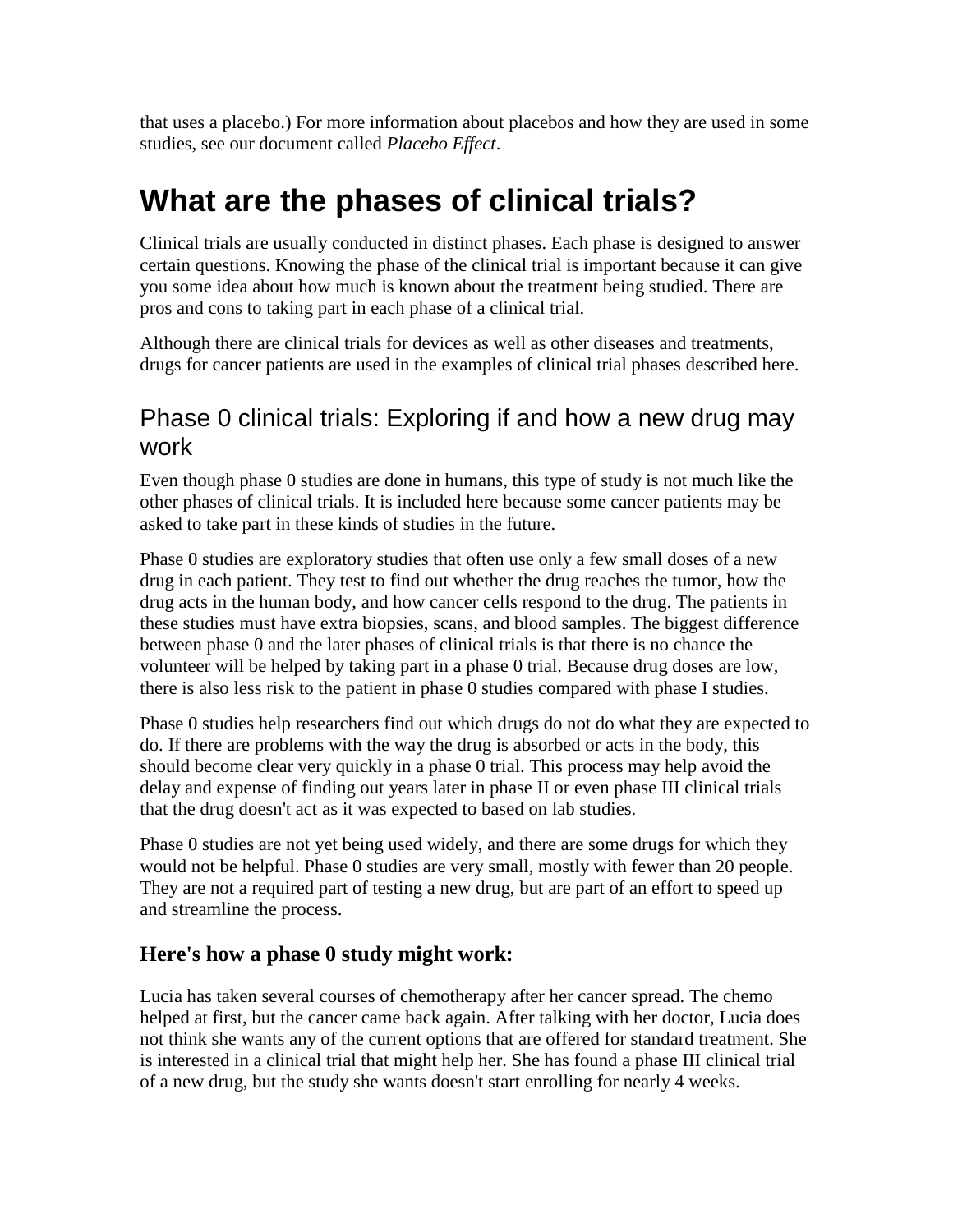that uses a placebo.) For more information about placebos and how they are used in some studies, see our document called *Placebo Effect*.

# What are the phases of clinical trials?

Clinical trials are usually conducted in distinct phases. Each phase is designed to answer certain questions. Knowing the phase of the clinical trial is important because it can give you some idea about how much is known about the treatment being studied. There are pros and cons to taking part in each phase of a clinical trial.

Although there are clinical trials for devices as well as other diseases and treatments, drugs for cancer patients are used in the examples of clinical trial phases described here.

## Phase 0 clinical trials: Exploring if and how a new drug may work

Even though phase 0 studies are done in humans, this type of study is not much like the other phases of clinical trials. It is included here because some cancer patients may be asked to take part in these kinds of studies in the future.

Phase 0 studies are exploratory studies that often use only a few small doses of a new drug in each patient. They test to find out whether the drug reaches the tumor, how the drug acts in the human body, and how cancer cells respond to the drug. The patients in these studies must have extra biopsies, scans, and blood samples. The biggest difference between phase 0 and the later phases of clinical trials is that there is no chance the volunteer will be helped by taking part in a phase 0 trial. Because drug doses are low, there is also less risk to the patient in phase 0 studies compared with phase I studies.

Phase 0 studies help researchers find out which drugs do not do what they are expected to do. If there are problems with the way the drug is absorbed or acts in the body, this should become clear very quickly in a phase 0 trial. This process may help avoid the delay and expense of finding out years later in phase II or even phase III clinical trials that the drug doesn't act as it was expected to based on lab studies.

Phase 0 studies are not yet being used widely, and there are some drugs for which they would not be helpful. Phase 0 studies are very small, mostly with fewer than 20 people. They are not a required part of testing a new drug, but are part of an effort to speed up and streamline the process.

### Here's how a phase 0 study might work:

Lucia has taken several courses of chemotherapy after her cancer spread. The chemo helped at first, but the cancer came back again. After talking with her doctor, Lucia does not think she wants any of the current options that are offered for standard treatment. She is interested in a clinical trial that might help her. She has found a phase III clinical trial of a new drug, but the study she wants doesn't start enrolling for nearly 4 weeks.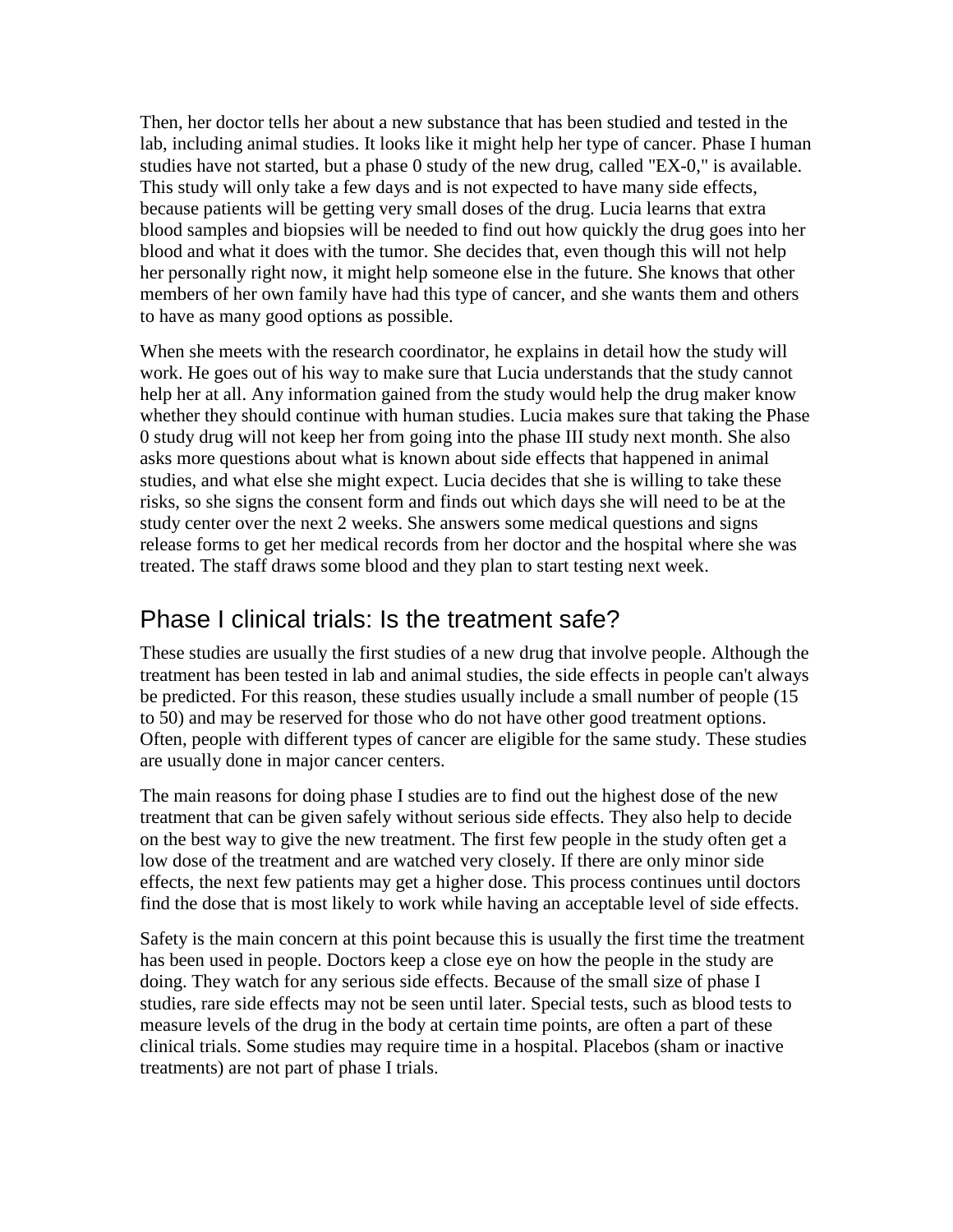Then, her doctor tells her about a new substance that has been studied and tested in the lab, including animal studies. It looks like it might help her type of cancer. Phase I human studies have not started, but a phase 0 study of the new drug, called "EX-0," is available. This study will only take a few days and is not expected to have many side effects, because patients will be getting very small doses of the drug. Lucia learns that extra blood samples and biopsies will be needed to find out how quickly the drug goes into her blood and what it does with the tumor. She decides that, even though this will not help her personally right now, it might help someone else in the future. She knows that other members of her own family have had this type of cancer, and she wants them and others to have as many good options as possible.

When she meets with the research coordinator, he explains in detail how the study will work. He goes out of his way to make sure that Lucia understands that the study cannot help her at all. Any information gained from the study would help the drug maker know whether they should continue with human studies. Lucia makes sure that taking the Phase 0 study drug will not keep her from going into the phase III study next month. She also asks more questions about what is known about side effects that happened in animal studies, and what else she might expect. Lucia decides that she is willing to take these risks, so she signs the consent form and finds out which days she will need to be at the study center over the next 2 weeks. She answers some medical questions and signs release forms to get her medical records from her doctor and the hospital where she was treated. The staff draws some blood and they plan to start testing next week.

## Phase I clinical trials: Is the treatment safe?

These studies are usually the first studies of a new drug that involve people. Although the treatment has been tested in lab and animal studies, the side effects in people can't always be predicted. For this reason, these studies usually include a small number of people (15 to 50) and may be reserved for those who do not have other good treatment options. Often, people with different types of cancer are eligible for the same study. These studies are usually done in major cancer centers.

The main reasons for doing phase I studies are to find out the highest dose of the new treatment that can be given safely without serious side effects. They also help to decide on the best way to give the new treatment. The first few people in the study often get a low dose of the treatment and are watched very closely. If there are only minor side effects, the next few patients may get a higher dose. This process continues until doctors find the dose that is most likely to work while having an acceptable level of side effects.

Safety is the main concern at this point because this is usually the first time the treatment has been used in people. Doctors keep a close eye on how the people in the study are doing. They watch for any serious side effects. Because of the small size of phase I studies, rare side effects may not be seen until later. Special tests, such as blood tests to measure levels of the drug in the body at certain time points, are often a part of these clinical trials. Some studies may require time in a hospital. Placebos (sham or inactive treatments) are not part of phase I trials.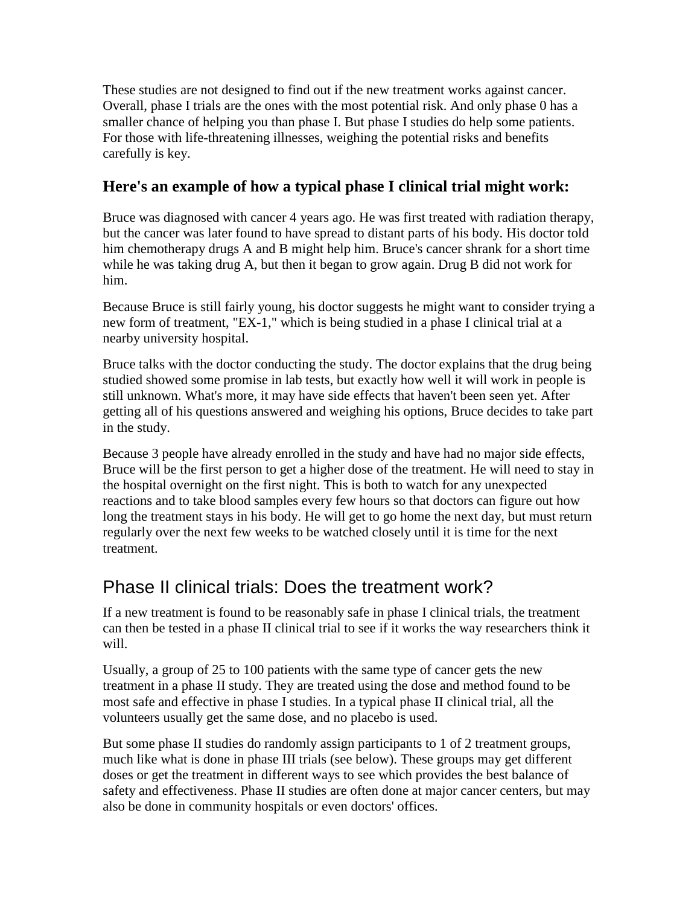These studies are not designed to find out if the new treatment works against cancer. Overall, phase I trials are the ones with the most potential risk. And only phase 0 has a smaller chance of helping you than phase I. But phase I studies do help some patients. For those with life-threatening illnesses, weighing the potential risks and benefits carefully is key.

### Here's an example of how a typical phase I clinical trial might work:

Bruce was diagnosed with cancer 4 years ago. He was first treated with radiation therapy, but the cancer was later found to have spread to distant parts of his body. His doctor told him chemotherapy drugs A and B might help him. Bruce's cancer shrank for a short time while he was taking drug A, but then it began to grow again. Drug B did not work for him.

Because Bruce is still fairly young, his doctor suggests he might want to consider trying a new form of treatment, "EX-1," which is being studied in a phase I clinical trial at a nearby university hospital.

Bruce talks with the doctor conducting the study. The doctor explains that the drug being studied showed some promise in lab tests, but exactly how well it will work in people is still unknown. What's more, it may have side effects that haven't been seen yet. After getting all of his questions answered and weighing his options, Bruce decides to take part in the study.

Because 3 people have already enrolled in the study and have had no major side effects, Bruce will be the first person to get a higher dose of the treatment. He will need to stay in the hospital overnight on the first night. This is both to watch for any unexpected reactions and to take blood samples every few hours so that doctors can figure out how long the treatment stays in his body. He will get to go home the next day, but must return regularly over the next few weeks to be watched closely until it is time for the next treatment.

## Phase II clinical trials: Does the treatment work?

If a new treatment is found to be reasonably safe in phase I clinical trials, the treatment can then be tested in a phase II clinical trial to see if it works the way researchers think it will.

Usually, a group of 25 to 100 patients with the same type of cancer gets the new treatment in a phase II study. They are treated using the dose and method found to be most safe and effective in phase I studies. In a typical phase II clinical trial, all the volunteers usually get the same dose, and no placebo is used.

But some phase II studies do randomly assign participants to 1 of 2 treatment groups, much like what is done in phase III trials (see below). These groups may get different doses or get the treatment in different ways to see which provides the best balance of safety and effectiveness. Phase II studies are often done at major cancer centers, but may also be done in community hospitals or even doctors' offices.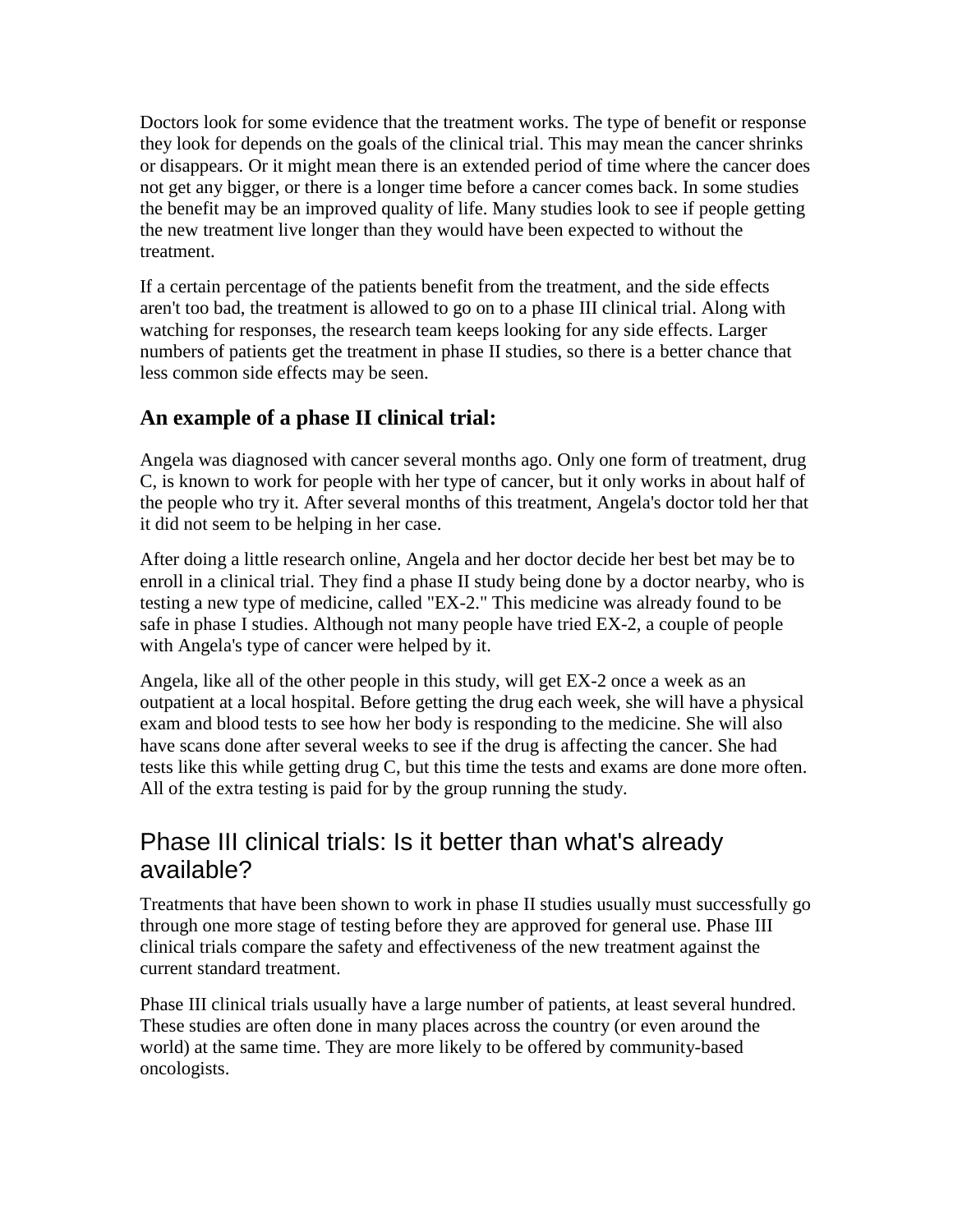Doctors look for some evidence that the treatment works. The type of benefit or response they look for depends on the goals of the clinical trial. This may mean the cancer shrinks or disappears. Or it might mean there is an extended period of time where the cancer does not get any bigger, or there is a longer time before a cancer comes back. In some studies the benefit may be an improved quality of life. Many studies look to see if people getting the new treatment live longer than they would have been expected to without the treatment.

If a certain percentage of the patients benefit from the treatment, and the side effects aren't too bad, the treatment is allowed to go on to a phase III clinical trial. Along with watching for responses, the research team keeps looking for any side effects. Larger numbers of patients get the treatment in phase II studies, so there is a better chance that less common side effects may be seen.

### An example of a phase II clinical trial:

Angela was diagnosed with cancer several months ago. Only one form of treatment, drug C, is known to work for people with her type of cancer, but it only works in about half of the people who try it. After several months of this treatment, Angela's doctor told her that it did not seem to be helping in her case.

After doing a little research online, Angela and her doctor decide her best bet may be to enroll in a clinical trial. They find a phase II study being done by a doctor nearby, who is testing a new type of medicine, called "EX-2." This medicine was already found to be safe in phase I studies. Although not many people have tried EX-2, a couple of people with Angela's type of cancer were helped by it.

Angela, like all of the other people in this study, will get EX-2 once a week as an outpatient at a local hospital. Before getting the drug each week, she will have a physical exam and blood tests to see how her body is responding to the medicine. She will also have scans done after several weeks to see if the drug is affecting the cancer. She had tests like this while getting drug C, but this time the tests and exams are done more often. All of the extra testing is paid for by the group running the study.

## Phase III clinical trials: Is it better than what's already available?

Treatments that have been shown to work in phase II studies usually must successfully go through one more stage of testing before they are approved for general use. Phase III clinical trials compare the safety and effectiveness of the new treatment against the current standard treatment.

Phase III clinical trials usually have a large number of patients, at least several hundred. These studies are often done in many places across the country (or even around the world) at the same time. They are more likely to be offered by community-based oncologists.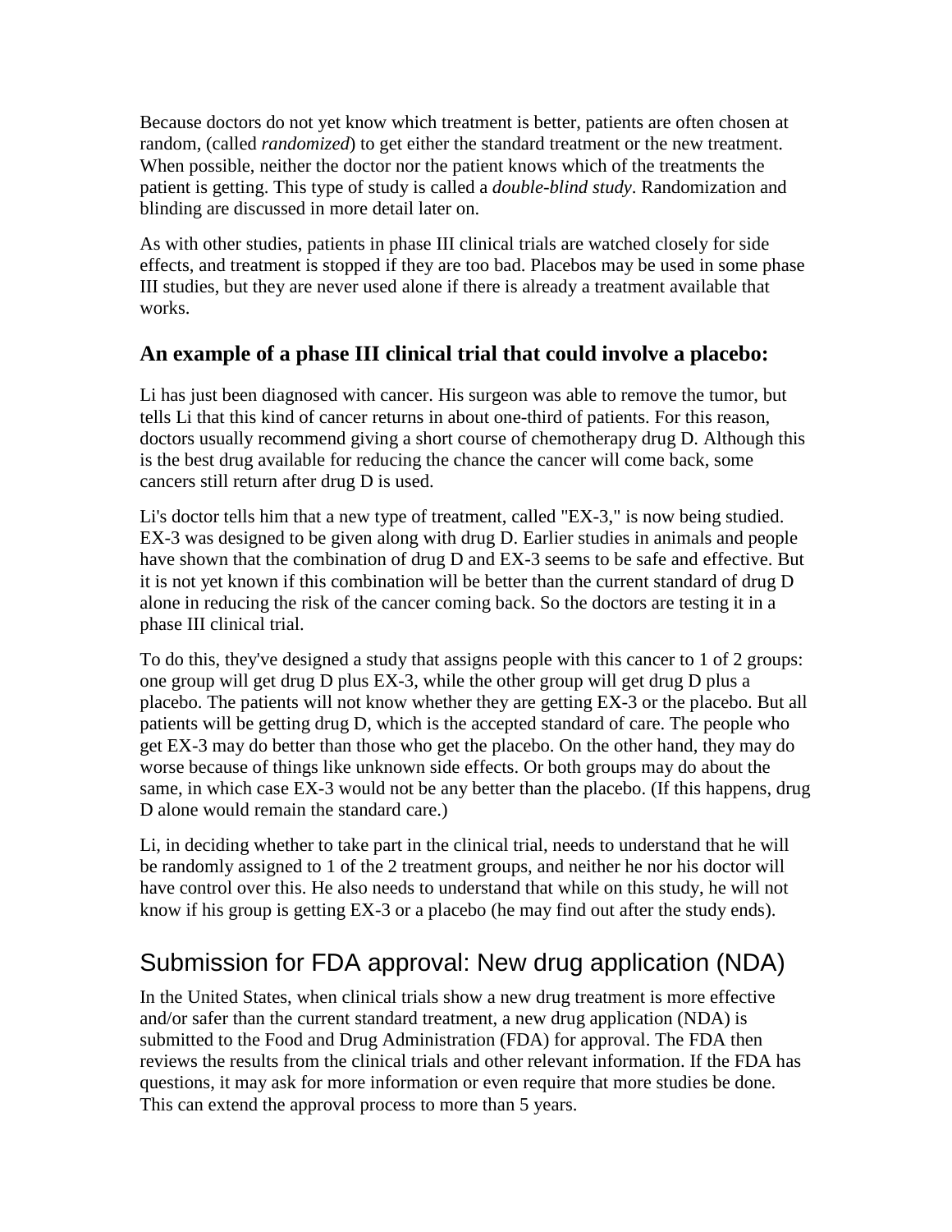Because doctors do not yet know which treatment is better, patients are often chosen at random, (called *randomized*) to get either the standard treatment or the new treatment. When possible, neither the doctor nor the patient knows which of the treatments the patient is getting. This type of study is called a *double-blind study*. Randomization and blinding are discussed in more detail later on.

As with other studies, patients in phase III clinical trials are watched closely for side effects, and treatment is stopped if they are too bad. Placebos may be used in some phase III studies, but they are never used alone if there is already a treatment available that works.

### An example of a phase III clinical trial that could involve a placebo:

Li has just been diagnosed with cancer. His surgeon was able to remove the tumor, but tells Li that this kind of cancer returns in about one-third of patients. For this reason, doctors usually recommend giving a short course of chemotherapy drug D. Although this is the best drug available for reducing the chance the cancer will come back, some cancers still return after drug D is used.

Li's doctor tells him that a new type of treatment, called "EX-3," is now being studied. EX-3 was designed to be given along with drug D. Earlier studies in animals and people have shown that the combination of drug D and EX-3 seems to be safe and effective. But it is not yet known if this combination will be better than the current standard of drug D alone in reducing the risk of the cancer coming back. So the doctors are testing it in a phase III clinical trial.

To do this, they've designed a study that assigns people with this cancer to 1 of 2 groups: one group will get drug D plus EX-3, while the other group will get drug D plus a placebo. The patients will not know whether they are getting EX-3 or the placebo. But all patients will be getting drug D, which is the accepted standard of care. The people who get EX-3 may do better than those who get the placebo. On the other hand, they may do worse because of things like unknown side effects. Or both groups may do about the same, in which case EX-3 would not be any better than the placebo. (If this happens, drug D alone would remain the standard care.)

Li, in deciding whether to take part in the clinical trial, needs to understand that he will be randomly assigned to 1 of the 2 treatment groups, and neither he nor his doctor will have control over this. He also needs to understand that while on this study, he will not know if his group is getting EX-3 or a placebo (he may find out after the study ends).

## Submission for FDA approval: New drug application (NDA)

In the United States, when clinical trials show a new drug treatment is more effective and/or safer than the current standard treatment, a new drug application (NDA) is submitted to the Food and Drug Administration (FDA) for approval. The FDA then reviews the results from the clinical trials and other relevant information. If the FDA has questions, it may ask for more information or even require that more studies be done. This can extend the approval process to more than 5 years.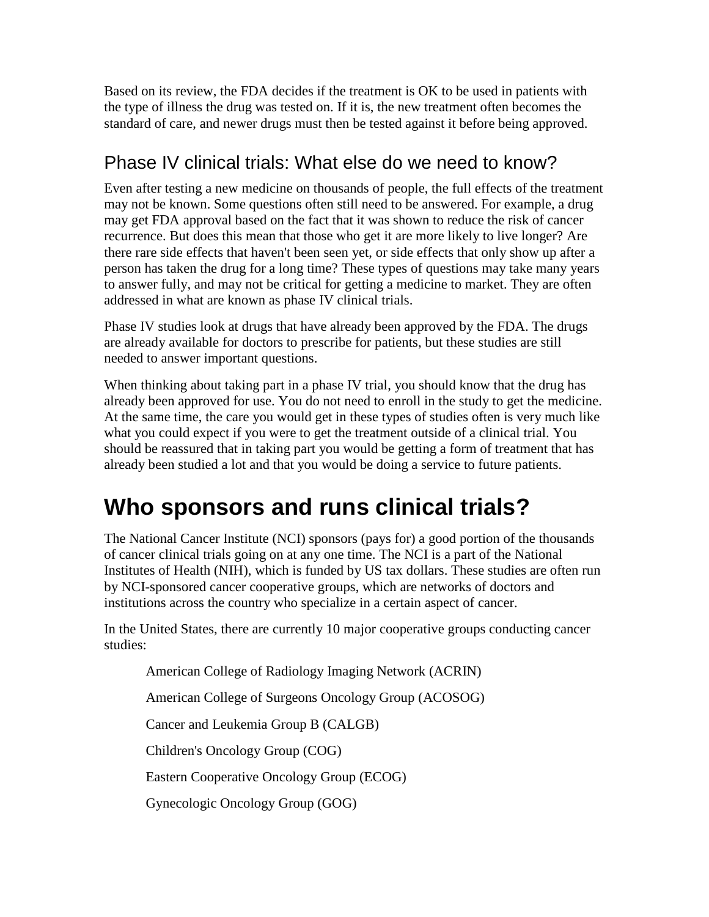Based on its review, the FDA decides if the treatment is OK to be used in patients with the type of illness the drug was tested on. If it is, the new treatment often becomes the standard of care, and newer drugs must then be tested against it before being approved.

## Phase IV clinical trials: What else do we need to know?

Even after testing a new medicine on thousands of people, the full effects of the treatment may not be known. Some questions often still need to be answered. For example, a drug may get FDA approval based on the fact that it was shown to reduce the risk of cancer recurrence. But does this mean that those who get it are more likely to live longer? Are there rare side effects that haven't been seen yet, or side effects that only show up after a person has taken the drug for a long time? These types of questions may take many years to answer fully, and may not be critical for getting a medicine to market. They are often addressed in what are known as phase IV clinical trials.

Phase IV studies look at drugs that have already been approved by the FDA. The drugs are already available for doctors to prescribe for patients, but these studies are still needed to answer important questions.

When thinking about taking part in a phase IV trial, you should know that the drug has already been approved for use. You do not need to enroll in the study to get the medicine. At the same time, the care you would get in these types of studies often is very much like what you could expect if you were to get the treatment outside of a clinical trial. You should be reassured that in taking part you would be getting a form of treatment that has already been studied a lot and that you would be doing a service to future patients.

# Who sponsors and runs clinical trials?

The National Cancer Institute (NCI) sponsors (pays for) a good portion of the thousands of cancer clinical trials going on at any one time. The NCI is a part of the National Institutes of Health (NIH), which is funded by US tax dollars. These studies are often run by NCI-sponsored cancer cooperative groups, which are networks of doctors and institutions across the country who specialize in a certain aspect of cancer.

In the United States, there are currently 10 major cooperative groups conducting cancer studies:

- American College of Radiology Imaging Network (ACRIN)
- American College of Surgeons Oncology Group (ACOSOG)
- Cancer and Leukemia Group B (CALGB)
- Children's Oncology Group (COG)
- Eastern Cooperative Oncology Group (ECOG)
- Gynecologic Oncology Group (GOG)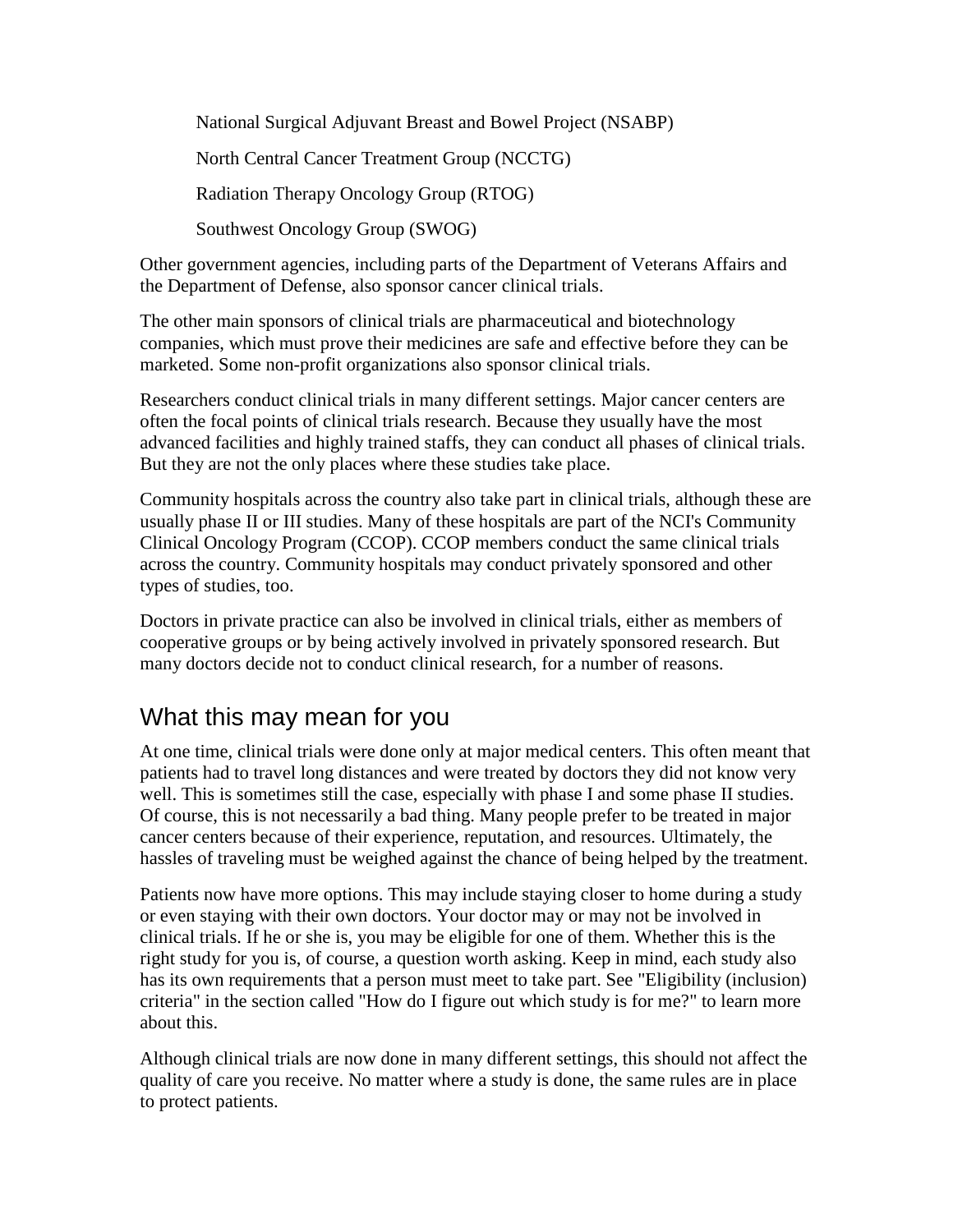National Surgical Adjuvant Breast and Bowel Project (NSABP)

North Central Cancer Treatment Group (NCCTG)

Radiation Therapy Oncology Group (RTOG)

Southwest Oncology Group (SWOG)

Other government agencies, including parts of the Department of Veterans Affairs and the Department of Defense, also sponsor cancer clinical trials.

The other main sponsors of clinical trials are pharmaceutical and biotechnology companies, which must prove their medicines are safe and effective before they can be marketed. Some non-profit organizations also sponsor clinical trials.

Researchers conduct clinical trials in many different settings. Major cancer centers are often the focal points of clinical trials research. Because they usually have the most advanced facilities and highly trained staffs, they can conduct all phases of clinical trials. But they are not the only places where these studies take place.

Community hospitals across the country also take part in clinical trials, although these are usually phase II or III studies. Many of these hospitals are part of the NCI's Community Clinical Oncology Program (CCOP). CCOP members conduct the same clinical trials across the country. Community hospitals may conduct privately sponsored and other types of studies, too.

Doctors in private practice can also be involved in clinical trials, either as members of cooperative groups or by being actively involved in privately sponsored research. But many doctors decide not to conduct clinical research, for a number of reasons.

## What this may mean for you

At one time, clinical trials were done only at major medical centers. This often meant that patients had to travel long distances and were treated by doctors they did not know very well. This is sometimes still the case, especially with phase I and some phase II studies. Of course, this is not necessarily a bad thing. Many people prefer to be treated in major cancer centers because of their experience, reputation, and resources. Ultimately, the hassles of traveling must be weighed against the chance of being helped by the treatment.

Patients now have more options. This may include staying closer to home during a study or even staying with their own doctors. Your doctor may or may not be involved in clinical trials. If he or she is, you may be eligible for one of them. Whether this is the right study for you is, of course, a question worth asking. Keep in mind, each study also has its own requirements that a person must meet to take part. See "Eligibility (inclusion) criteria" in the section called "How do I figure out which study is for me?" to learn more about this.

Although clinical trials are now done in many different settings, this should not affect the quality of care you receive. No matter where a study is done, the same rules are in place to protect patients.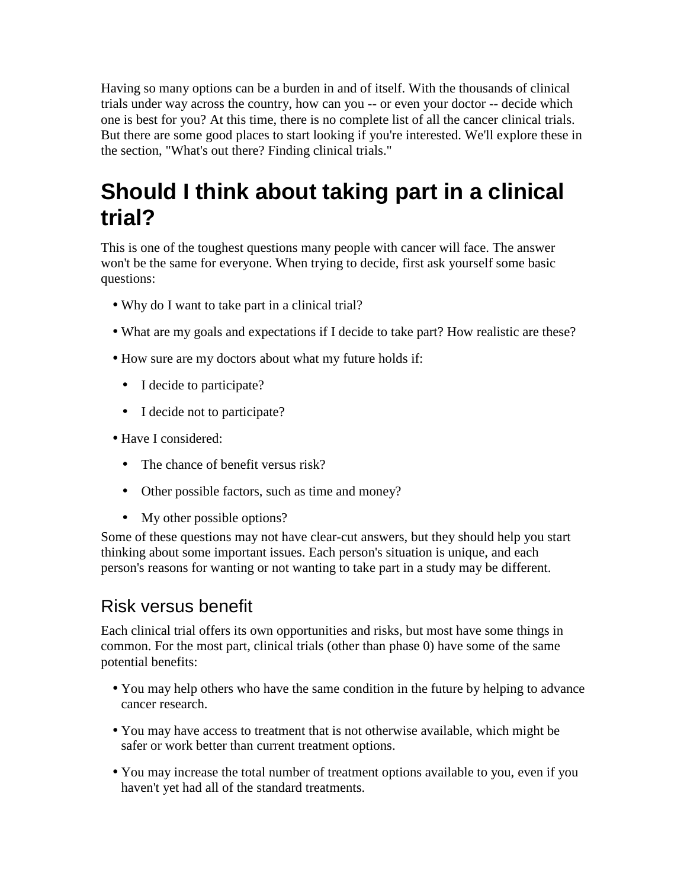Having so many options can be a burden in and of itself. With the thousands of clinical trials under way across the country, how can you -- or even your doctor -- decide which one is best for you? At this time, there is no complete list of all the cancer clinical trials. But there are some good places to start looking if you're interested. We'll explore these in the section, "What's out there? Finding clinical trials."

# Should I think about taking part in a clinical trial?

This is one of the toughest questions many people with cancer will face. The answer won't be the same for everyone. When trying to decide, first ask yourself some basic questions:

- Why do I want to take part in a clinical trial?
- What are my goals and expectations if I decide to take part? How realistic are these?
- How sure are my doctors about what my future holds if:
  - I decide to participate?
  - I decide not to participate?
- Have I considered:
  - The chance of benefit versus risk?
  - Other possible factors, such as time and money?
  - My other possible options?

Some of these questions may not have clear-cut answers, but they should help you start thinking about some important issues. Each person's situation is unique, and each person's reasons for wanting or not wanting to take part in a study may be different.

## Risk versus benefit

Each clinical trial offers its own opportunities and risks, but most have some things in common. For the most part, clinical trials (other than phase 0) have some of the same potential benefits:

- You may help others who have the same condition in the future by helping to advance cancer research.
- You may have access to treatment that is not otherwise available, which might be safer or work better than current treatment options.
- You may increase the total number of treatment options available to you, even if you haven't yet had all of the standard treatments.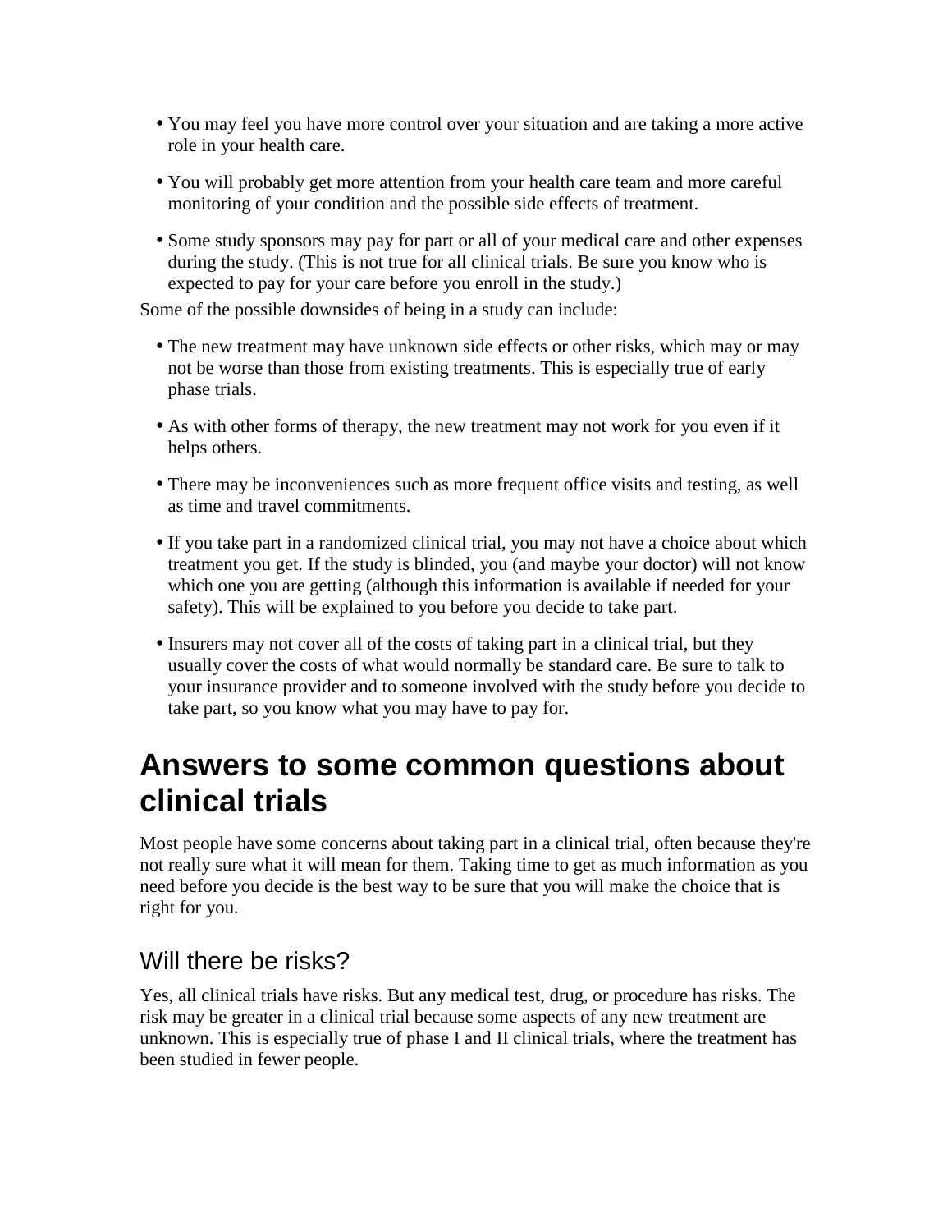- You may feel you have more control over your situation and are taking a more active role in your health care.
- You will probably get more attention from your health care team and more careful monitoring of your condition and the possible side effects of treatment.
- Some study sponsors may pay for part or all of your medical care and other expenses during the study. (This is not true for all clinical trials. Be sure you know who is expected to pay for your care before you enroll in the study.)

Some of the possible downsides of being in a study can include:

- The new treatment may have unknown side effects or other risks, which may or may not be worse than those from existing treatments. This is especially true of early phase trials.
- As with other forms of therapy, the new treatment may not work for you even if it helps others.
- There may be inconveniences such as more frequent office visits and testing, as well as time and travel commitments.
- If you take part in a randomized clinical trial, you may not have a choice about which treatment you get. If the study is blinded, you (and maybe your doctor) will not know which one you are getting (although this information is available if needed for your safety). This will be explained to you before you decide to take part.
- Insurers may not cover all of the costs of taking part in a clinical trial, but they usually cover the costs of what would normally be standard care. Be sure to talk to your insurance provider and to someone involved with the study before you decide to take part, so you know what you may have to pay for.

# Answers to some common questions about clinical trials

Most people have some concerns about taking part in a clinical trial, often because they're not really sure what it will mean for them. Taking time to get as much information as you need before you decide is the best way to be sure that you will make the choice that is right for you.

## Will there be risks?

Yes, all clinical trials have risks. But any medical test, drug, or procedure has risks. The risk may be greater in a clinical trial because some aspects of any new treatment are unknown. This is especially true of phase I and II clinical trials, where the treatment has been studied in fewer people.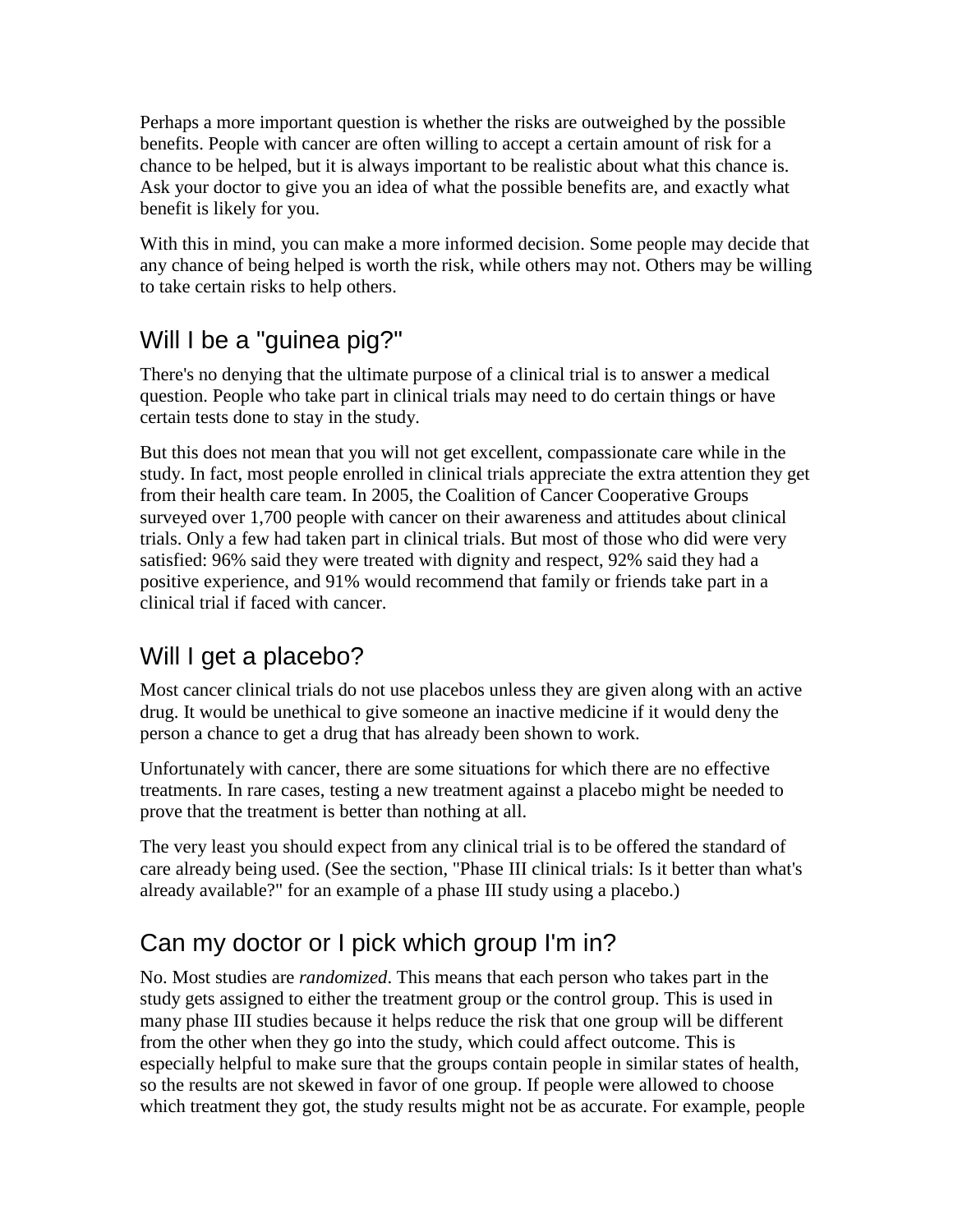Perhaps a more important question is whether the risks are outweighed by the possible benefits. People with cancer are often willing to accept a certain amount of risk for a chance to be helped, but it is always important to be realistic about what this chance is. Ask your doctor to give you an idea of what the possible benefits are, and exactly what benefit is likely for you.

With this in mind, you can make a more informed decision. Some people may decide that any chance of being helped is worth the risk, while others may not. Others may be willing to take certain risks to help others.

## Will I be a "guinea pig?"

There's no denying that the ultimate purpose of a clinical trial is to answer a medical question. People who take part in clinical trials may need to do certain things or have certain tests done to stay in the study.

But this does not mean that you will not get excellent, compassionate care while in the study. In fact, most people enrolled in clinical trials appreciate the extra attention they get from their health care team. In 2005, the Coalition of Cancer Cooperative Groups surveyed over 1,700 people with cancer on their awareness and attitudes about clinical trials. Only a few had taken part in clinical trials. But most of those who did were very satisfied: 96% said they were treated with dignity and respect, 92% said they had a positive experience, and 91% would recommend that family or friends take part in a clinical trial if faced with cancer.

## Will I get a placebo?

Most cancer clinical trials do not use placebos unless they are given along with an active drug. It would be unethical to give someone an inactive medicine if it would deny the person a chance to get a drug that has already been shown to work.

Unfortunately with cancer, there are some situations for which there are no effective treatments. In rare cases, testing a new treatment against a placebo might be needed to prove that the treatment is better than nothing at all.

The very least you should expect from any clinical trial is to be offered the standard of care already being used. (See the section, "Phase III clinical trials: Is it better than what's already available?" for an example of a phase III study using a placebo.)

## Can my doctor or I pick which group I'm in?

No. Most studies are *randomized*. This means that each person who takes part in the study gets assigned to either the treatment group or the control group. This is used in many phase III studies because it helps reduce the risk that one group will be different from the other when they go into the study, which could affect outcome. This is especially helpful to make sure that the groups contain people in similar states of health, so the results are not skewed in favor of one group. If people were allowed to choose which treatment they got, the study results might not be as accurate. For example, people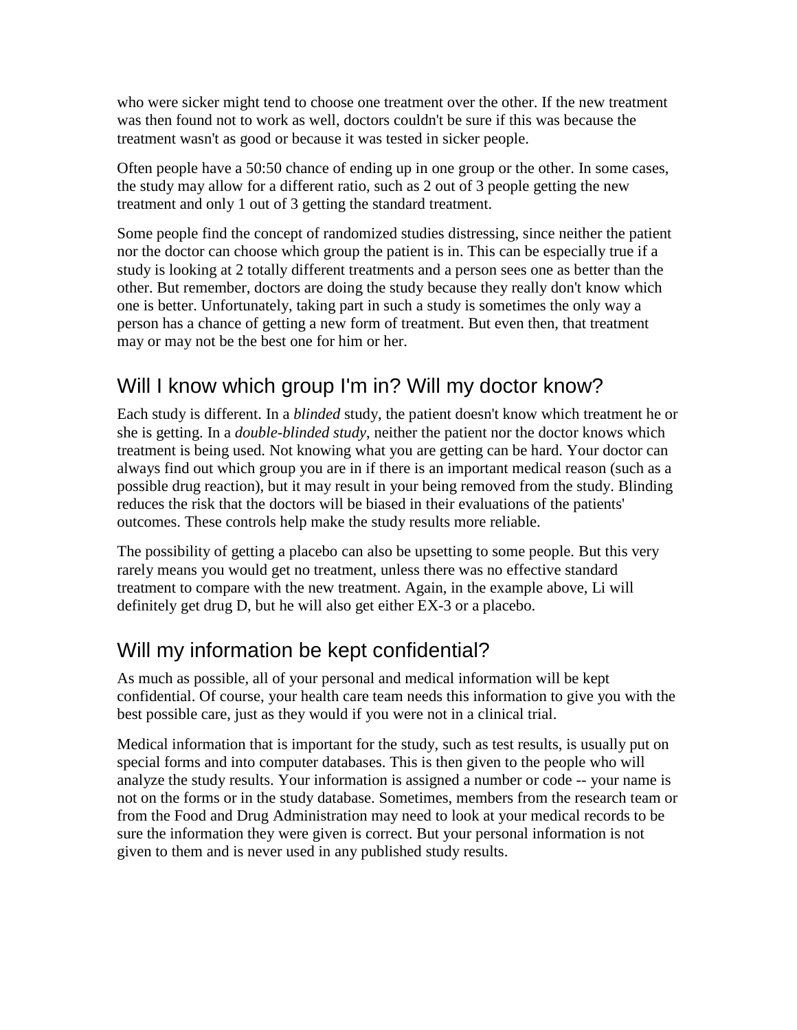who were sicker might tend to choose one treatment over the other. If the new treatment was then found not to work as well, doctors couldn't be sure if this was because the treatment wasn't as good or because it was tested in sicker people.

Often people have a 50:50 chance of ending up in one group or the other. In some cases, the study may allow for a different ratio, such as 2 out of 3 people getting the new treatment and only 1 out of 3 getting the standard treatment.

Some people find the concept of randomized studies distressing, since neither the patient nor the doctor can choose which group the patient is in. This can be especially true if a study is looking at 2 totally different treatments and a person sees one as better than the other. But remember, doctors are doing the study because they really don't know which one is better. Unfortunately, taking part in such a study is sometimes the only way a person has a chance of getting a new form of treatment. But even then, that treatment may or may not be the best one for him or her.

## Will I know which group I'm in? Will my doctor know?

Each study is different. In a *blinded* study, the patient doesn't know which treatment he or she is getting. In a *double-blinded study*, neither the patient nor the doctor knows which treatment is being used. Not knowing what you are getting can be hard. Your doctor can always find out which group you are in if there is an important medical reason (such as a possible drug reaction), but it may result in your being removed from the study. Blinding reduces the risk that the doctors will be biased in their evaluations of the patients' outcomes. These controls help make the study results more reliable.

The possibility of getting a placebo can also be upsetting to some people. But this very rarely means you would get no treatment, unless there was no effective standard treatment to compare with the new treatment. Again, in the example above, Li will definitely get drug D, but he will also get either EX-3 or a placebo.

## Will my information be kept confidential?

As much as possible, all of your personal and medical information will be kept confidential. Of course, your health care team needs this information to give you with the best possible care, just as they would if you were not in a clinical trial.

Medical information that is important for the study, such as test results, is usually put on special forms and into computer databases. This is then given to the people who will analyze the study results. Your information is assigned a number or code -- your name is not on the forms or in the study database. Sometimes, members from the research team or from the Food and Drug Administration may need to look at your medical records to be sure the information they were given is correct. But your personal information is not given to them and is never used in any published study results.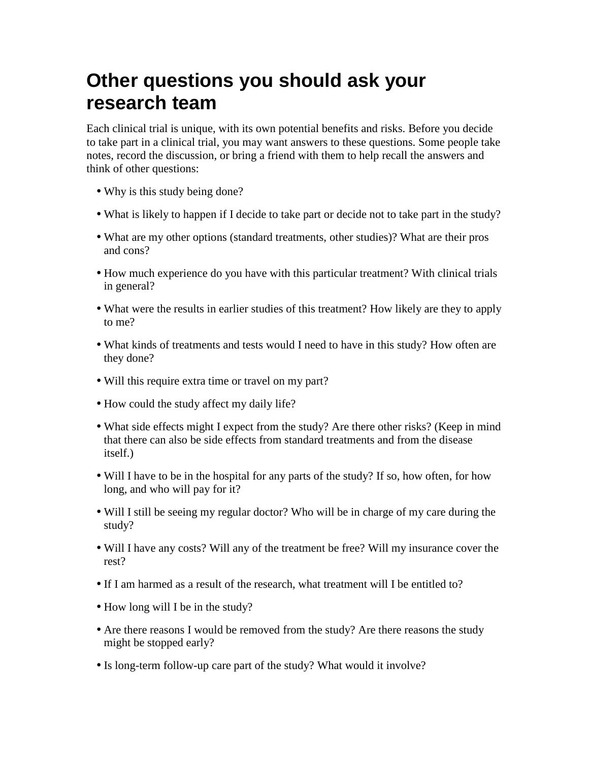# Other questions you should ask your research team

Each clinical trial is unique, with its own potential benefits and risks. Before you decide to take part in a clinical trial, you may want answers to these questions. Some people take notes, record the discussion, or bring a friend with them to help recall the answers and think of other questions:

- Why is this study being done?
- What is likely to happen if I decide to take part or decide not to take part in the study?
- What are my other options (standard treatments, other studies)? What are their pros and cons?
- How much experience do you have with this particular treatment? With clinical trials in general?
- What were the results in earlier studies of this treatment? How likely are they to apply to me?
- What kinds of treatments and tests would I need to have in this study? How often are they done?
- Will this require extra time or travel on my part?
- How could the study affect my daily life?
- What side effects might I expect from the study? Are there other risks? (Keep in mind that there can also be side effects from standard treatments and from the disease itself.)
- Will I have to be in the hospital for any parts of the study? If so, how often, for how long, and who will pay for it?
- Will I still be seeing my regular doctor? Who will be in charge of my care during the study?
- Will I have any costs? Will any of the treatment be free? Will my insurance cover the rest?
- If I am harmed as a result of the research, what treatment will I be entitled to?
- How long will I be in the study?
- Are there reasons I would be removed from the study? Are there reasons the study might be stopped early?
- Is long-term follow-up care part of the study? What would it involve?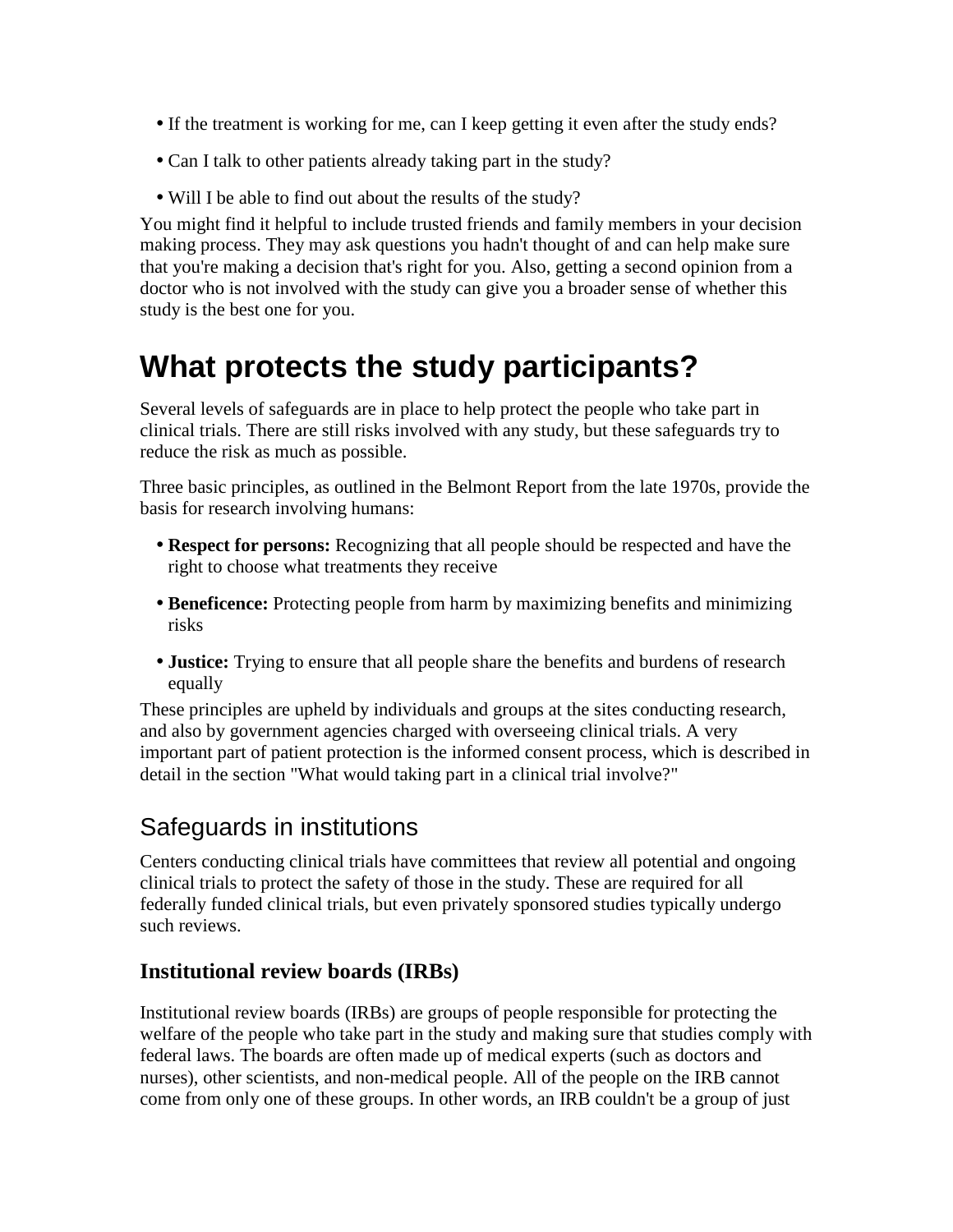- If the treatment is working for me, can I keep getting it even after the study ends?
- Can I talk to other patients already taking part in the study?
- Will I be able to find out about the results of the study?

You might find it helpful to include trusted friends and family members in your decision making process. They may ask questions you hadn't thought of and can help make sure that you're making a decision that's right for you. Also, getting a second opinion from a doctor who is not involved with the study can give you a broader sense of whether this study is the best one for you.

# What protects the study participants?

Several levels of safeguards are in place to help protect the people who take part in clinical trials. There are still risks involved with any study, but these safeguards try to reduce the risk as much as possible.

Three basic principles, as outlined in the Belmont Report from the late 1970s, provide the basis for research involving humans:

- **Respect for persons:** Recognizing that all people should be respected and have the right to choose what treatments they receive
- **Beneficence:** Protecting people from harm by maximizing benefits and minimizing risks
- **Justice:** Trying to ensure that all people share the benefits and burdens of research equally

These principles are upheld by individuals and groups at the sites conducting research, and also by government agencies charged with overseeing clinical trials. A very important part of patient protection is the informed consent process, which is described in detail in the section "What would taking part in a clinical trial involve?"

## Safeguards in institutions

Centers conducting clinical trials have committees that review all potential and ongoing clinical trials to protect the safety of those in the study. These are required for all federally funded clinical trials, but even privately sponsored studies typically undergo such reviews.

### Institutional review boards (IRBs)

Institutional review boards (IRBs) are groups of people responsible for protecting the welfare of the people who take part in the study and making sure that studies comply with federal laws. The boards are often made up of medical experts (such as doctors and nurses), other scientists, and non-medical people. All of the people on the IRB cannot come from only one of these groups. In other words, an IRB couldn't be a group of just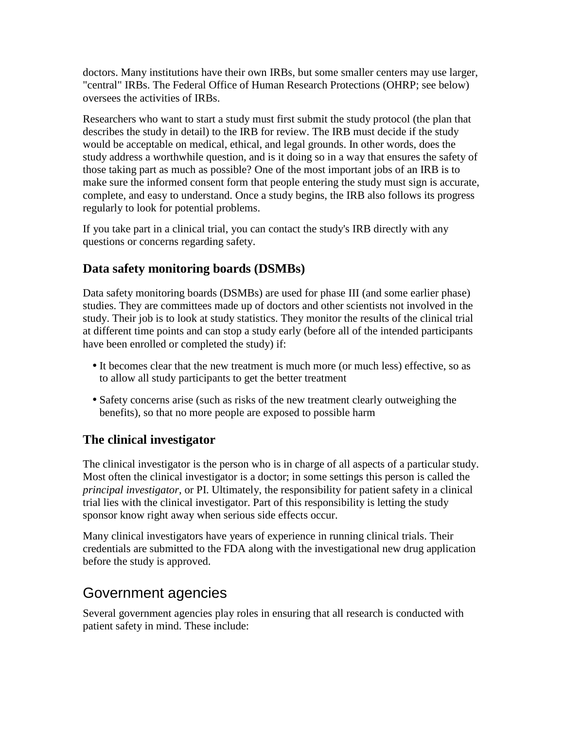doctors. Many institutions have their own IRBs, but some smaller centers may use larger, "central" IRBs. The Federal Office of Human Research Protections (OHRP; see below) oversees the activities of IRBs.

Researchers who want to start a study must first submit the study protocol (the plan that describes the study in detail) to the IRB for review. The IRB must decide if the study would be acceptable on medical, ethical, and legal grounds. In other words, does the study address a worthwhile question, and is it doing so in a way that ensures the safety of those taking part as much as possible? One of the most important jobs of an IRB is to make sure the informed consent form that people entering the study must sign is accurate, complete, and easy to understand. Once a study begins, the IRB also follows its progress regularly to look for potential problems.

If you take part in a clinical trial, you can contact the study's IRB directly with any questions or concerns regarding safety.

### Data safety monitoring boards (DSMBs)

Data safety monitoring boards (DSMBs) are used for phase III (and some earlier phase) studies. They are committees made up of doctors and other scientists not involved in the study. Their job is to look at study statistics. They monitor the results of the clinical trial at different time points and can stop a study early (before all of the intended participants have been enrolled or completed the study) if:

- It becomes clear that the new treatment is much more (or much less) effective, so as to allow all study participants to get the better treatment
- Safety concerns arise (such as risks of the new treatment clearly outweighing the benefits), so that no more people are exposed to possible harm

### The clinical investigator

The clinical investigator is the person who is in charge of all aspects of a particular study. Most often the clinical investigator is a doctor; in some settings this person is called the *principal investigator*, or PI. Ultimately, the responsibility for patient safety in a clinical trial lies with the clinical investigator. Part of this responsibility is letting the study sponsor know right away when serious side effects occur.

Many clinical investigators have years of experience in running clinical trials. Their credentials are submitted to the FDA along with the investigational new drug application before the study is approved.

## Government agencies

Several government agencies play roles in ensuring that all research is conducted with patient safety in mind. These include: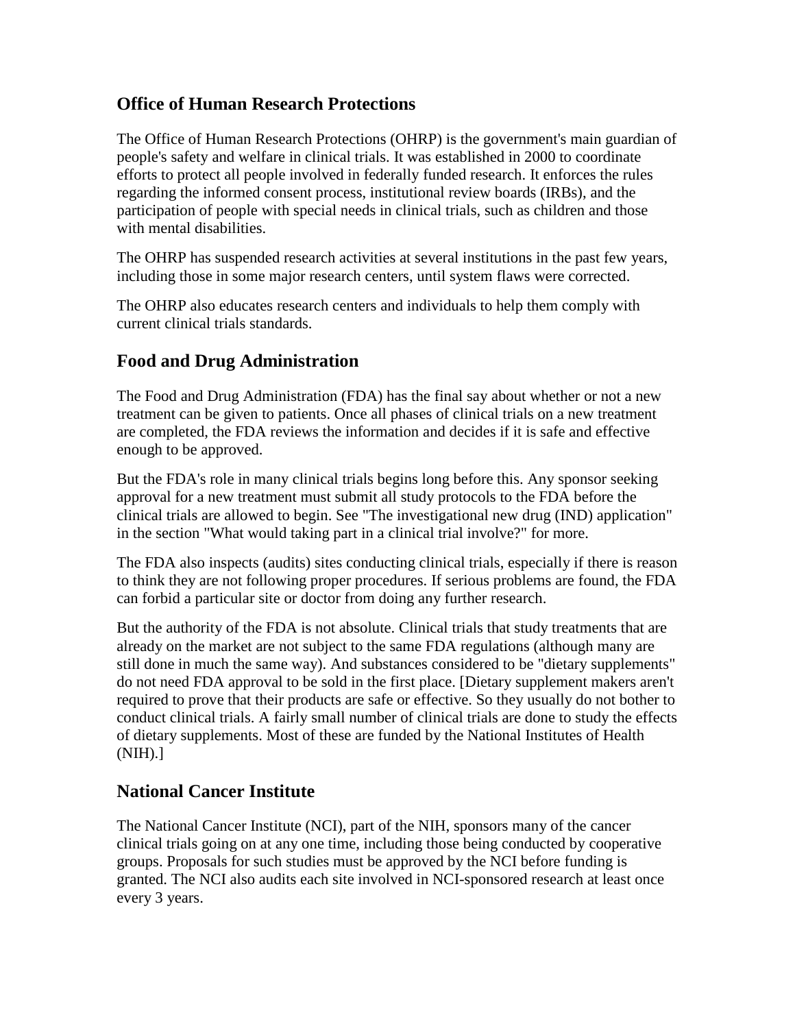## Office of Human Research Protections

The Office of Human Research Protections (OHRP) is the government's main guardian of people's safety and welfare in clinical trials. It was established in 2000 to coordinate efforts to protect all people involved in federally funded research. It enforces the rules regarding the informed consent process, institutional review boards (IRBs), and the participation of people with special needs in clinical trials, such as children and those with mental disabilities.

The OHRP has suspended research activities at several institutions in the past few years, including those in some major research centers, until system flaws were corrected.

The OHRP also educates research centers and individuals to help them comply with current clinical trials standards.

## Food and Drug Administration

The Food and Drug Administration (FDA) has the final say about whether or not a new treatment can be given to patients. Once all phases of clinical trials on a new treatment are completed, the FDA reviews the information and decides if it is safe and effective enough to be approved.

But the FDA's role in many clinical trials begins long before this. Any sponsor seeking approval for a new treatment must submit all study protocols to the FDA before the clinical trials are allowed to begin. See "The investigational new drug (IND) application" in the section "What would taking part in a clinical trial involve?" for more.

The FDA also inspects (audits) sites conducting clinical trials, especially if there is reason to think they are not following proper procedures. If serious problems are found, the FDA can forbid a particular site or doctor from doing any further research.

But the authority of the FDA is not absolute. Clinical trials that study treatments that are already on the market are not subject to the same FDA regulations (although many are still done in much the same way). And substances considered to be "dietary supplements" do not need FDA approval to be sold in the first place. [Dietary supplement makers aren't required to prove that their products are safe or effective. So they usually do not bother to conduct clinical trials. A fairly small number of clinical trials are done to study the effects of dietary supplements. Most of these are funded by the National Institutes of Health (NIH).]

## National Cancer Institute

The National Cancer Institute (NCI), part of the NIH, sponsors many of the cancer clinical trials going on at any one time, including those being conducted by cooperative groups. Proposals for such studies must be approved by the NCI before funding is granted. The NCI also audits each site involved in NCI-sponsored research at least once every 3 years.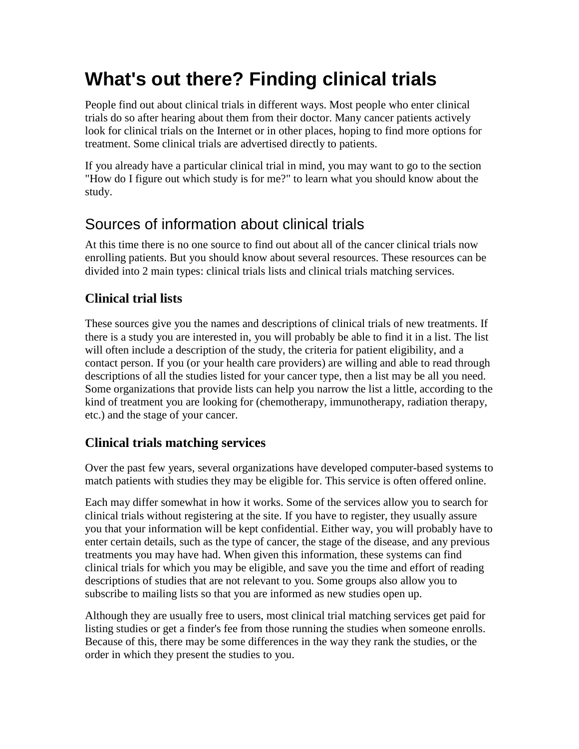# What's out there? Finding clinical trials

People find out about clinical trials in different ways. Most people who enter clinical trials do so after hearing about them from their doctor. Many cancer patients actively look for clinical trials on the Internet or in other places, hoping to find more options for treatment. Some clinical trials are advertised directly to patients.

If you already have a particular clinical trial in mind, you may want to go to the section "How do I figure out which study is for me?" to learn what you should know about the study.

## Sources of information about clinical trials

At this time there is no one source to find out about all of the cancer clinical trials now enrolling patients. But you should know about several resources. These resources can be divided into 2 main types: clinical trials lists and clinical trials matching services.

### Clinical trial lists

These sources give you the names and descriptions of clinical trials of new treatments. If there is a study you are interested in, you will probably be able to find it in a list. The list will often include a description of the study, the criteria for patient eligibility, and a contact person. If you (or your health care providers) are willing and able to read through descriptions of all the studies listed for your cancer type, then a list may be all you need. Some organizations that provide lists can help you narrow the list a little, according to the kind of treatment you are looking for (chemotherapy, immunotherapy, radiation therapy, etc.) and the stage of your cancer.

### Clinical trials matching services

Over the past few years, several organizations have developed computer-based systems to match patients with studies they may be eligible for. This service is often offered online.

Each may differ somewhat in how it works. Some of the services allow you to search for clinical trials without registering at the site. If you have to register, they usually assure you that your information will be kept confidential. Either way, you will probably have to enter certain details, such as the type of cancer, the stage of the disease, and any previous treatments you may have had. When given this information, these systems can find clinical trials for which you may be eligible, and save you the time and effort of reading descriptions of studies that are not relevant to you. Some groups also allow you to subscribe to mailing lists so that you are informed as new studies open up.

Although they are usually free to users, most clinical trial matching services get paid for listing studies or get a finder's fee from those running the studies when someone enrolls. Because of this, there may be some differences in the way they rank the studies, or the order in which they present the studies to you.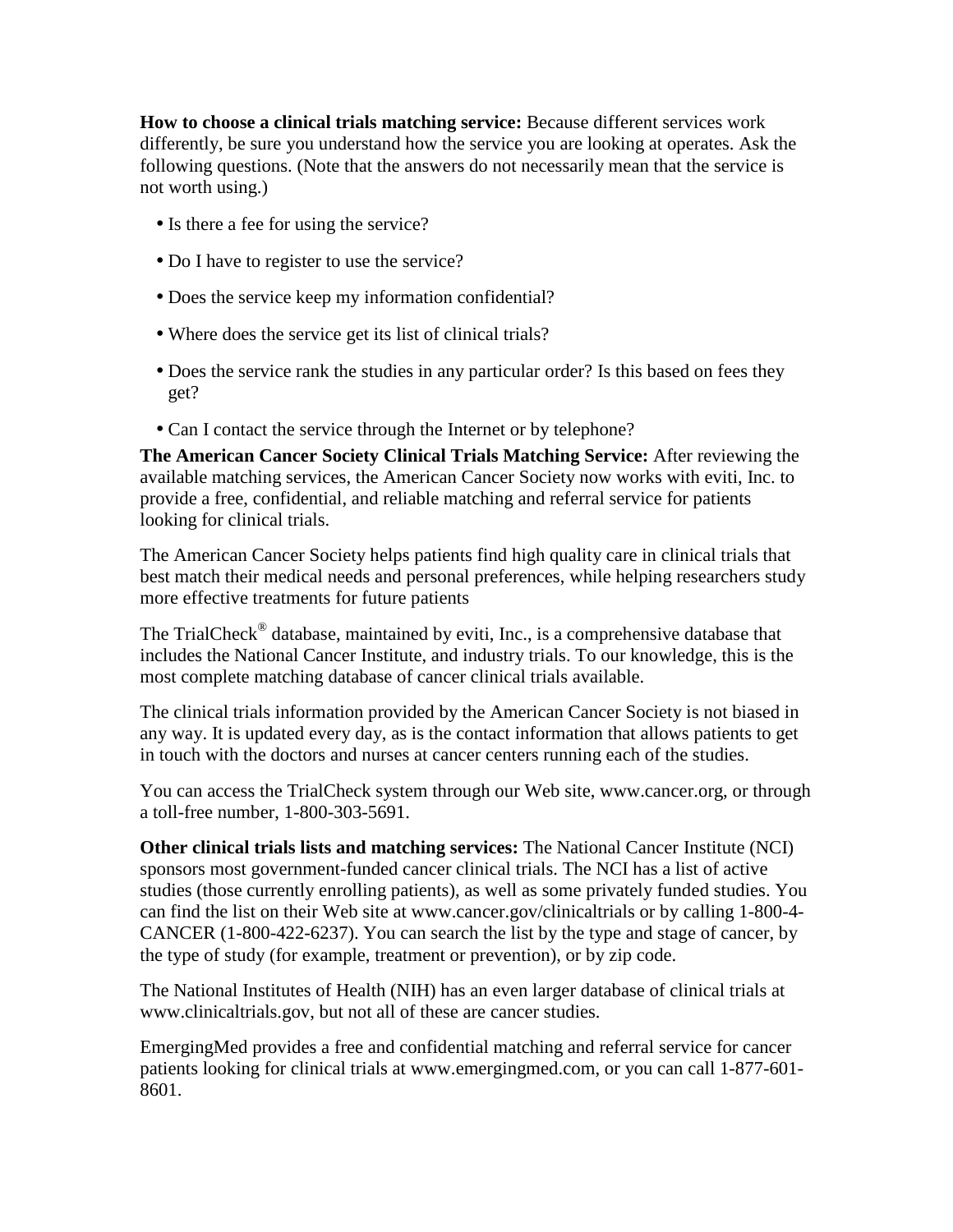**How to choose a clinical trials matching service:** Because different services work differently, be sure you understand how the service you are looking at operates. Ask the following questions. (Note that the answers do not necessarily mean that the service is not worth using.)

- Is there a fee for using the service?
- Do I have to register to use the service?
- Does the service keep my information confidential?
- Where does the service get its list of clinical trials?
- Does the service rank the studies in any particular order? Is this based on fees they get?
- Can I contact the service through the Internet or by telephone?

**The American Cancer Society Clinical Trials Matching Service:** After reviewing the available matching services, the American Cancer Society now works with eviti, Inc. to provide a free, confidential, and reliable matching and referral service for patients looking for clinical trials.

The American Cancer Society helps patients find high quality care in clinical trials that best match their medical needs and personal preferences, while helping researchers study more effective treatments for future patients

The TrialCheck® database, maintained by eviti, Inc., is a comprehensive database that includes the National Cancer Institute, and industry trials. To our knowledge, this is the most complete matching database of cancer clinical trials available.

The clinical trials information provided by the American Cancer Society is not biased in any way. It is updated every day, as is the contact information that allows patients to get in touch with the doctors and nurses at cancer centers running each of the studies.

You can access the TrialCheck system through our Web site, www.cancer.org, or through a toll-free number, 1-800-303-5691.

**Other clinical trials lists and matching services:** The National Cancer Institute (NCI) sponsors most government-funded cancer clinical trials. The NCI has a list of active studies (those currently enrolling patients), as well as some privately funded studies. You can find the list on their Web site at www.cancer.gov/clinicaltrials or by calling 1-800-4-CANCER (1-800-422-6237). You can search the list by the type and stage of cancer, by the type of study (for example, treatment or prevention), or by zip code.

The National Institutes of Health (NIH) has an even larger database of clinical trials at www.clinicaltrials.gov, but not all of these are cancer studies.

EmergingMed provides a free and confidential matching and referral service for cancer patients looking for clinical trials at www.emergingmed.com, or you can call 1-877-601-8601.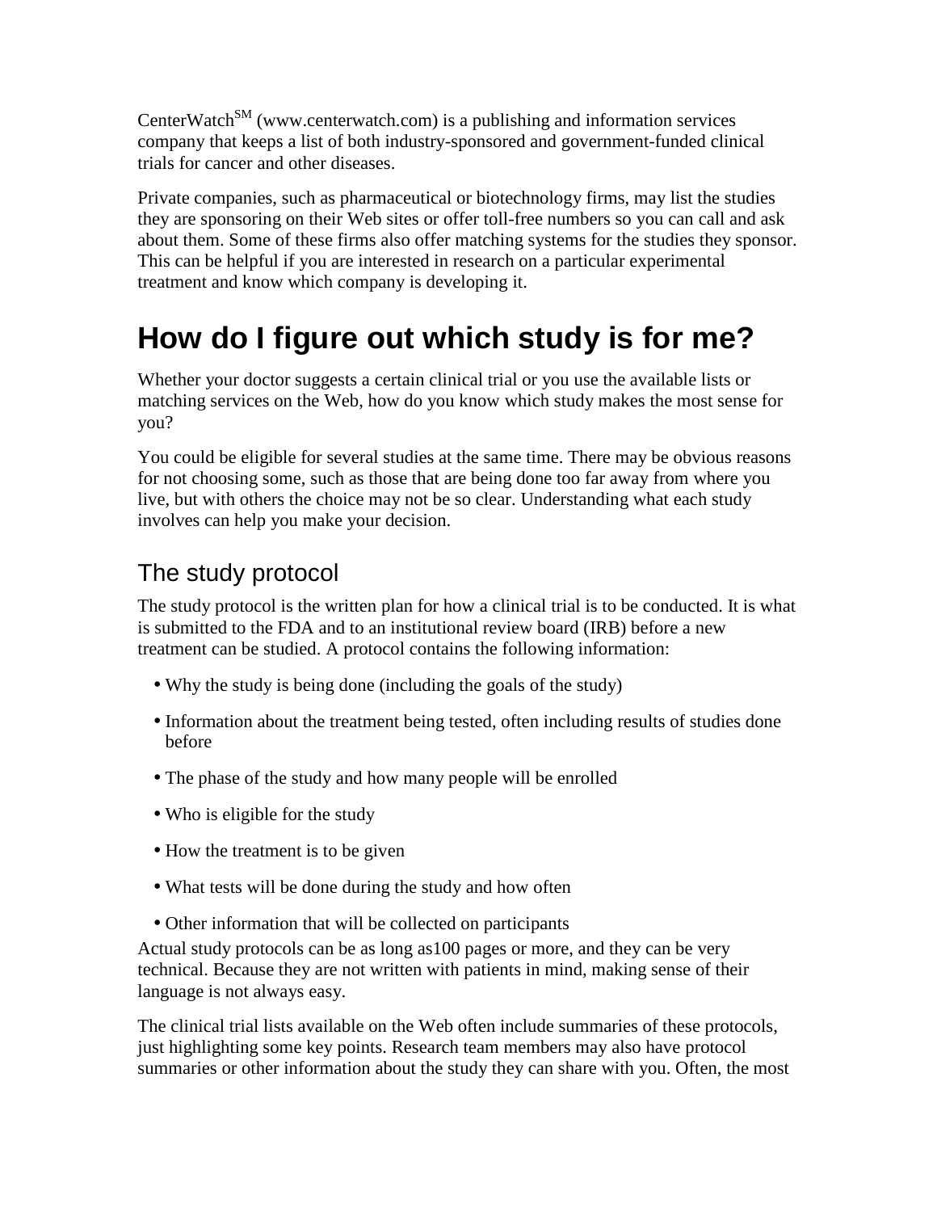CenterWatch[SM] (www.centerwatch.com) is a publishing and information services company that keeps a list of both industry-sponsored and government-funded clinical trials for cancer and other diseases.

Private companies, such as pharmaceutical or biotechnology firms, may list the studies they are sponsoring on their Web sites or offer toll-free numbers so you can call and ask about them. Some of these firms also offer matching systems for the studies they sponsor. This can be helpful if you are interested in research on a particular experimental treatment and know which company is developing it.

# How do I figure out which study is for me?

Whether your doctor suggests a certain clinical trial or you use the available lists or matching services on the Web, how do you know which study makes the most sense for you?

You could be eligible for several studies at the same time. There may be obvious reasons for not choosing some, such as those that are being done too far away from where you live, but with others the choice may not be so clear. Understanding what each study involves can help you make your decision.

## The study protocol

The study protocol is the written plan for how a clinical trial is to be conducted. It is what is submitted to the FDA and to an institutional review board (IRB) before a new treatment can be studied. A protocol contains the following information:

- Why the study is being done (including the goals of the study)
- Information about the treatment being tested, often including results of studies done before
- The phase of the study and how many people will be enrolled
- Who is eligible for the study
- How the treatment is to be given
- What tests will be done during the study and how often
- Other information that will be collected on participants

Actual study protocols can be as long as100 pages or more, and they can be very technical. Because they are not written with patients in mind, making sense of their language is not always easy.

The clinical trial lists available on the Web often include summaries of these protocols, just highlighting some key points. Research team members may also have protocol summaries or other information about the study they can share with you. Often, the most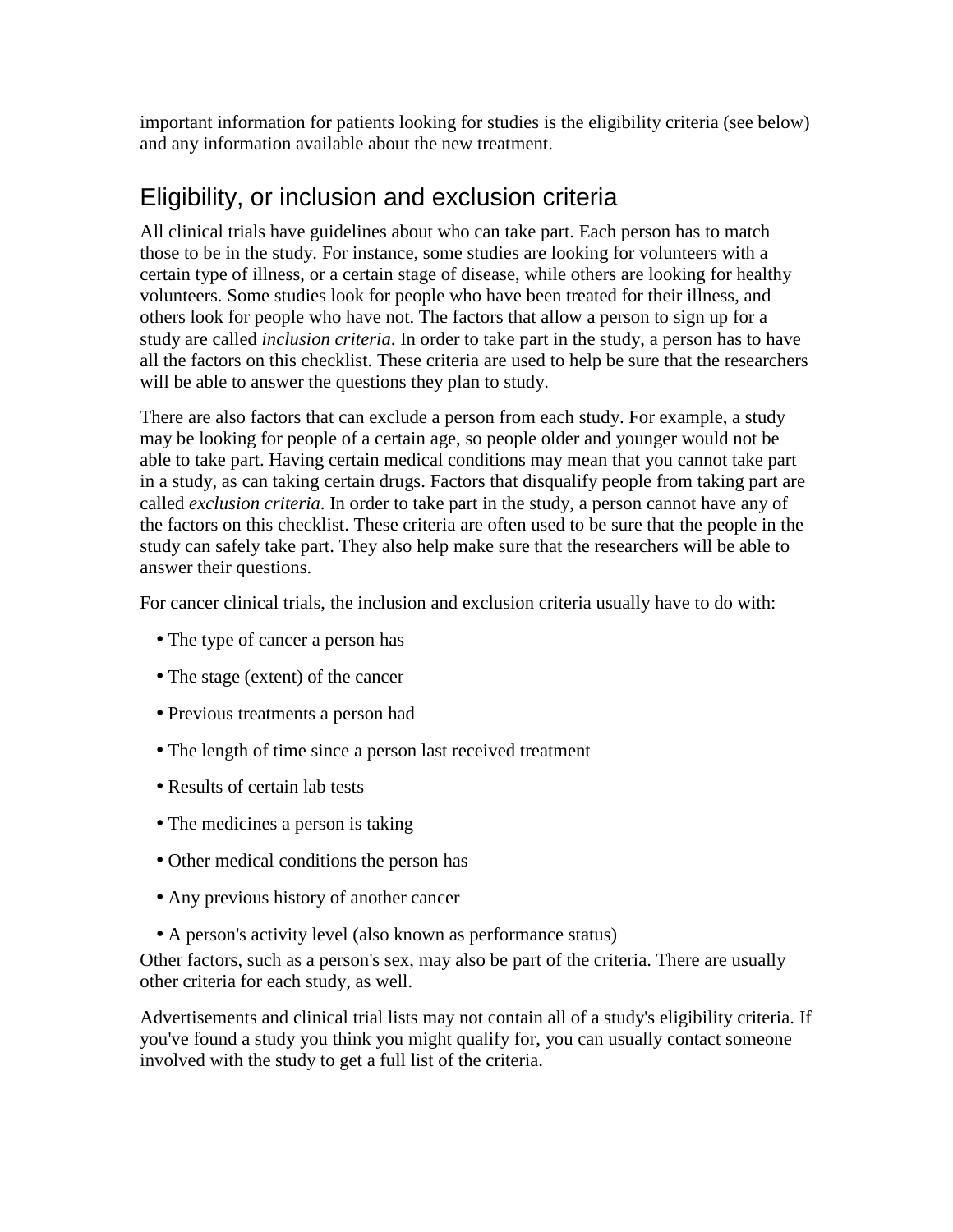important information for patients looking for studies is the eligibility criteria (see below) and any information available about the new treatment.

## Eligibility, or inclusion and exclusion criteria

All clinical trials have guidelines about who can take part. Each person has to match those to be in the study. For instance, some studies are looking for volunteers with a certain type of illness, or a certain stage of disease, while others are looking for healthy volunteers. Some studies look for people who have been treated for their illness, and others look for people who have not. The factors that allow a person to sign up for a study are called *inclusion criteria*. In order to take part in the study, a person has to have all the factors on this checklist. These criteria are used to help be sure that the researchers will be able to answer the questions they plan to study.

There are also factors that can exclude a person from each study. For example, a study may be looking for people of a certain age, so people older and younger would not be able to take part. Having certain medical conditions may mean that you cannot take part in a study, as can taking certain drugs. Factors that disqualify people from taking part are called *exclusion criteria*. In order to take part in the study, a person cannot have any of the factors on this checklist. These criteria are often used to be sure that the people in the study can safely take part. They also help make sure that the researchers will be able to answer their questions.

For cancer clinical trials, the inclusion and exclusion criteria usually have to do with:

- The type of cancer a person has
- The stage (extent) of the cancer
- Previous treatments a person had
- The length of time since a person last received treatment
- Results of certain lab tests
- The medicines a person is taking
- Other medical conditions the person has
- Any previous history of another cancer
- A person's activity level (also known as performance status)

Other factors, such as a person's sex, may also be part of the criteria. There are usually other criteria for each study, as well.

Advertisements and clinical trial lists may not contain all of a study's eligibility criteria. If you've found a study you think you might qualify for, you can usually contact someone involved with the study to get a full list of the criteria.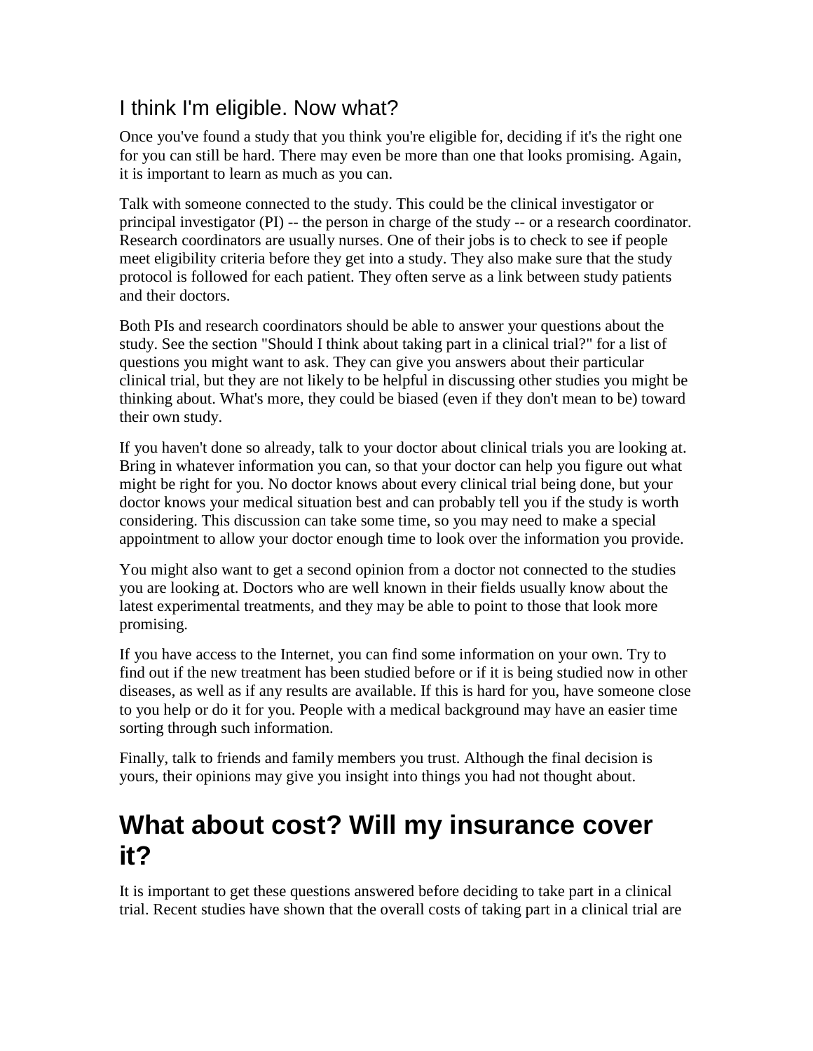### I think I'm eligible. Now what?

Once you've found a study that you think you're eligible for, deciding if it's the right one for you can still be hard. There may even be more than one that looks promising. Again, it is important to learn as much as you can.

Talk with someone connected to the study. This could be the clinical investigator or principal investigator (PI) -- the person in charge of the study -- or a research coordinator. Research coordinators are usually nurses. One of their jobs is to check to see if people meet eligibility criteria before they get into a study. They also make sure that the study protocol is followed for each patient. They often serve as a link between study patients and their doctors.

Both PIs and research coordinators should be able to answer your questions about the study. See the section "Should I think about taking part in a clinical trial?" for a list of questions you might want to ask. They can give you answers about their particular clinical trial, but they are not likely to be helpful in discussing other studies you might be thinking about. What's more, they could be biased (even if they don't mean to be) toward their own study.

If you haven't done so already, talk to your doctor about clinical trials you are looking at. Bring in whatever information you can, so that your doctor can help you figure out what might be right for you. No doctor knows about every clinical trial being done, but your doctor knows your medical situation best and can probably tell you if the study is worth considering. This discussion can take some time, so you may need to make a special appointment to allow your doctor enough time to look over the information you provide.

You might also want to get a second opinion from a doctor not connected to the studies you are looking at. Doctors who are well known in their fields usually know about the latest experimental treatments, and they may be able to point to those that look more promising.

If you have access to the Internet, you can find some information on your own. Try to find out if the new treatment has been studied before or if it is being studied now in other diseases, as well as if any results are available. If this is hard for you, have someone close to you help or do it for you. People with a medical background may have an easier time sorting through such information.

Finally, talk to friends and family members you trust. Although the final decision is yours, their opinions may give you insight into things you had not thought about.

# What about cost? Will my insurance cover it?

It is important to get these questions answered before deciding to take part in a clinical trial. Recent studies have shown that the overall costs of taking part in a clinical trial are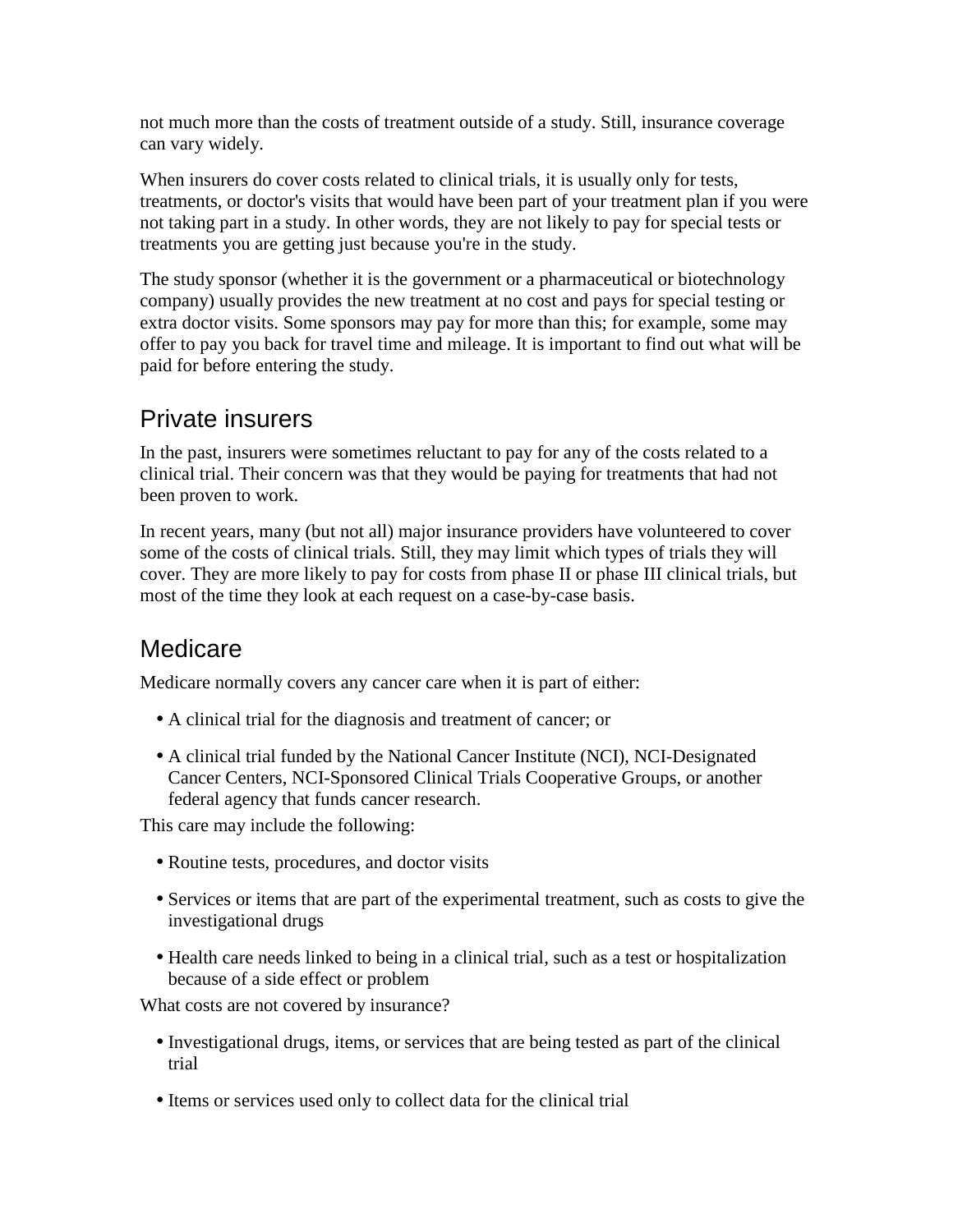not much more than the costs of treatment outside of a study. Still, insurance coverage can vary widely.

When insurers do cover costs related to clinical trials, it is usually only for tests, treatments, or doctor's visits that would have been part of your treatment plan if you were not taking part in a study. In other words, they are not likely to pay for special tests or treatments you are getting just because you're in the study.

The study sponsor (whether it is the government or a pharmaceutical or biotechnology company) usually provides the new treatment at no cost and pays for special testing or extra doctor visits. Some sponsors may pay for more than this; for example, some may offer to pay you back for travel time and mileage. It is important to find out what will be paid for before entering the study.

## Private insurers

In the past, insurers were sometimes reluctant to pay for any of the costs related to a clinical trial. Their concern was that they would be paying for treatments that had not been proven to work.

In recent years, many (but not all) major insurance providers have volunteered to cover some of the costs of clinical trials. Still, they may limit which types of trials they will cover. They are more likely to pay for costs from phase II or phase III clinical trials, but most of the time they look at each request on a case-by-case basis.

## Medicare

Medicare normally covers any cancer care when it is part of either:

- A clinical trial for the diagnosis and treatment of cancer; or
- A clinical trial funded by the National Cancer Institute (NCI), NCI-Designated Cancer Centers, NCI-Sponsored Clinical Trials Cooperative Groups, or another federal agency that funds cancer research.

This care may include the following:

- Routine tests, procedures, and doctor visits
- Services or items that are part of the experimental treatment, such as costs to give the investigational drugs
- Health care needs linked to being in a clinical trial, such as a test or hospitalization because of a side effect or problem

What costs are not covered by insurance?

- Investigational drugs, items, or services that are being tested as part of the clinical trial
- Items or services used only to collect data for the clinical trial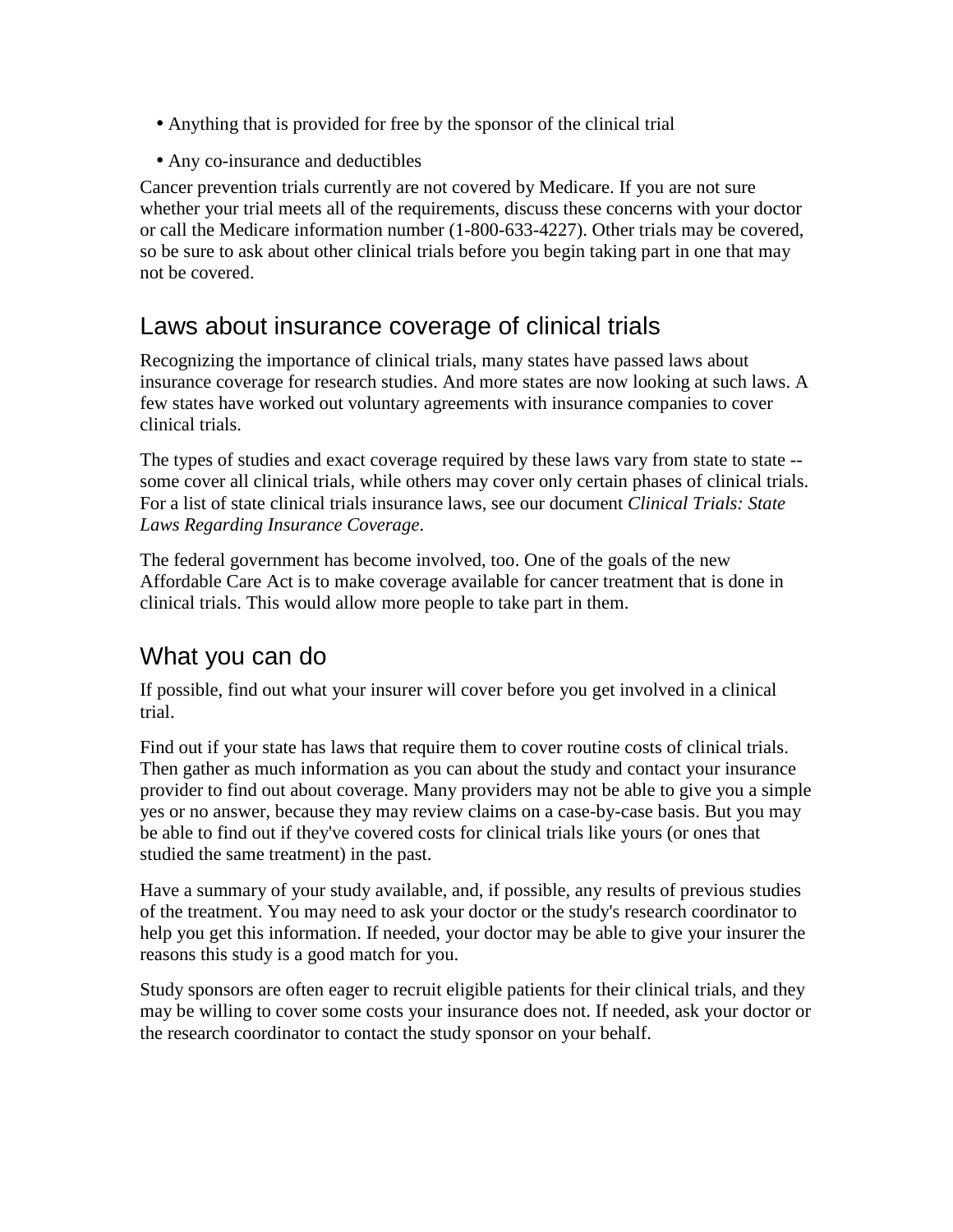- Anything that is provided for free by the sponsor of the clinical trial
- Any co-insurance and deductibles

Cancer prevention trials currently are not covered by Medicare. If you are not sure whether your trial meets all of the requirements, discuss these concerns with your doctor or call the Medicare information number (1-800-633-4227). Other trials may be covered, so be sure to ask about other clinical trials before you begin taking part in one that may not be covered.

## Laws about insurance coverage of clinical trials

Recognizing the importance of clinical trials, many states have passed laws about insurance coverage for research studies. And more states are now looking at such laws. A few states have worked out voluntary agreements with insurance companies to cover clinical trials.

The types of studies and exact coverage required by these laws vary from state to state -- some cover all clinical trials, while others may cover only certain phases of clinical trials. For a list of state clinical trials insurance laws, see our document *Clinical Trials: State Laws Regarding Insurance Coverage*.

The federal government has become involved, too. One of the goals of the new Affordable Care Act is to make coverage available for cancer treatment that is done in clinical trials. This would allow more people to take part in them.

## What you can do

If possible, find out what your insurer will cover before you get involved in a clinical trial.

Find out if your state has laws that require them to cover routine costs of clinical trials. Then gather as much information as you can about the study and contact your insurance provider to find out about coverage. Many providers may not be able to give you a simple yes or no answer, because they may review claims on a case-by-case basis. But you may be able to find out if they've covered costs for clinical trials like yours (or ones that studied the same treatment) in the past.

Have a summary of your study available, and, if possible, any results of previous studies of the treatment. You may need to ask your doctor or the study's research coordinator to help you get this information. If needed, your doctor may be able to give your insurer the reasons this study is a good match for you.

Study sponsors are often eager to recruit eligible patients for their clinical trials, and they may be willing to cover some costs your insurance does not. If needed, ask your doctor or the research coordinator to contact the study sponsor on your behalf.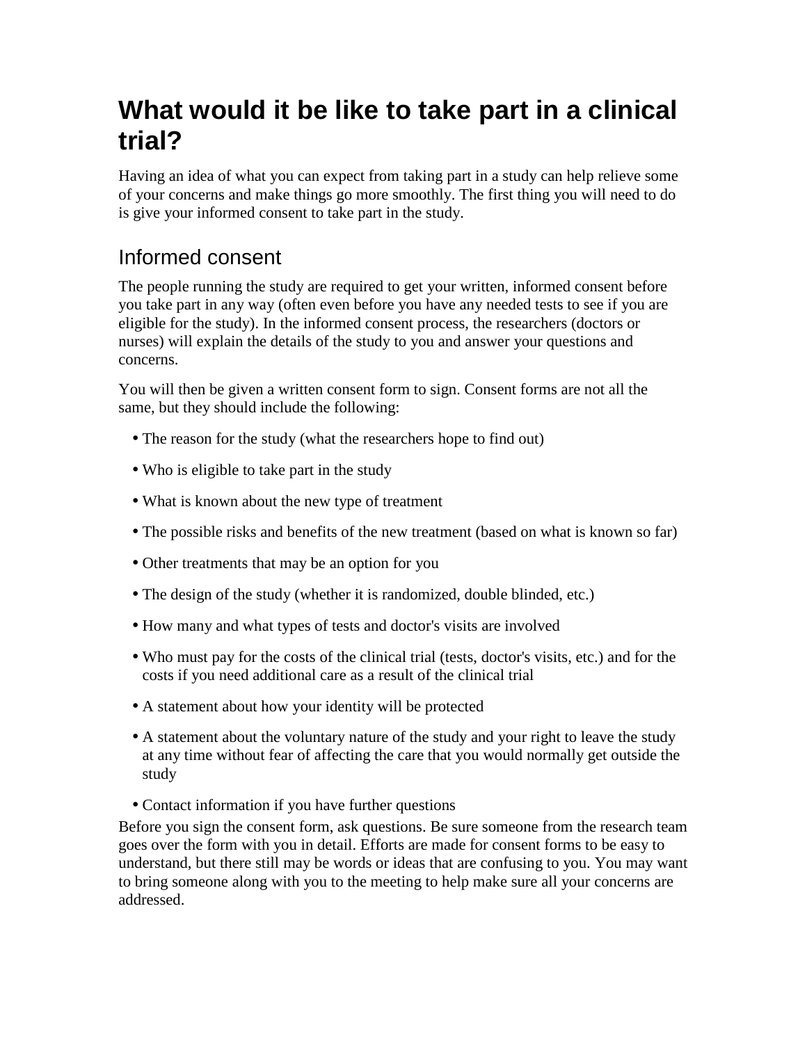# What would it be like to take part in a clinical trial?

Having an idea of what you can expect from taking part in a study can help relieve some of your concerns and make things go more smoothly. The first thing you will need to do is give your informed consent to take part in the study.

## Informed consent

The people running the study are required to get your written, informed consent before you take part in any way (often even before you have any needed tests to see if you are eligible for the study). In the informed consent process, the researchers (doctors or nurses) will explain the details of the study to you and answer your questions and concerns.

You will then be given a written consent form to sign. Consent forms are not all the same, but they should include the following:

- The reason for the study (what the researchers hope to find out)
- Who is eligible to take part in the study
- What is known about the new type of treatment
- The possible risks and benefits of the new treatment (based on what is known so far)
- Other treatments that may be an option for you
- The design of the study (whether it is randomized, double blinded, etc.)
- How many and what types of tests and doctor's visits are involved
- Who must pay for the costs of the clinical trial (tests, doctor's visits, etc.) and for the costs if you need additional care as a result of the clinical trial
- A statement about how your identity will be protected
- A statement about the voluntary nature of the study and your right to leave the study at any time without fear of affecting the care that you would normally get outside the study
- Contact information if you have further questions

Before you sign the consent form, ask questions. Be sure someone from the research team goes over the form with you in detail. Efforts are made for consent forms to be easy to understand, but there still may be words or ideas that are confusing to you. You may want to bring someone along with you to the meeting to help make sure all your concerns are addressed.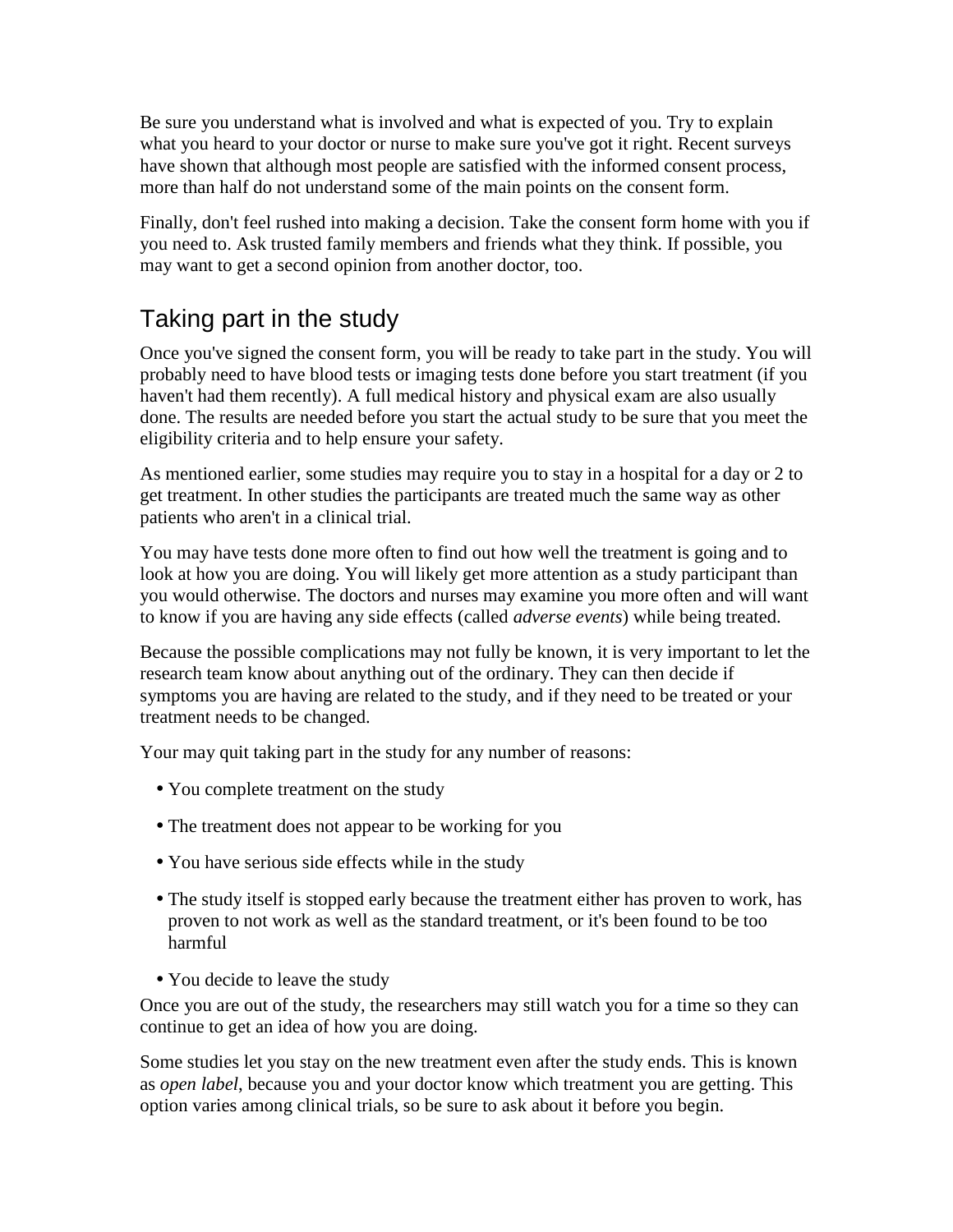Be sure you understand what is involved and what is expected of you. Try to explain what you heard to your doctor or nurse to make sure you've got it right. Recent surveys have shown that although most people are satisfied with the informed consent process, more than half do not understand some of the main points on the consent form.

Finally, don't feel rushed into making a decision. Take the consent form home with you if you need to. Ask trusted family members and friends what they think. If possible, you may want to get a second opinion from another doctor, too.

## Taking part in the study

Once you've signed the consent form, you will be ready to take part in the study. You will probably need to have blood tests or imaging tests done before you start treatment (if you haven't had them recently). A full medical history and physical exam are also usually done. The results are needed before you start the actual study to be sure that you meet the eligibility criteria and to help ensure your safety.

As mentioned earlier, some studies may require you to stay in a hospital for a day or 2 to get treatment. In other studies the participants are treated much the same way as other patients who aren't in a clinical trial.

You may have tests done more often to find out how well the treatment is going and to look at how you are doing. You will likely get more attention as a study participant than you would otherwise. The doctors and nurses may examine you more often and will want to know if you are having any side effects (called *adverse events*) while being treated.

Because the possible complications may not fully be known, it is very important to let the research team know about anything out of the ordinary. They can then decide if symptoms you are having are related to the study, and if they need to be treated or your treatment needs to be changed.

Your may quit taking part in the study for any number of reasons:

- You complete treatment on the study
- The treatment does not appear to be working for you
- You have serious side effects while in the study
- The study itself is stopped early because the treatment either has proven to work, has proven to not work as well as the standard treatment, or it's been found to be too harmful
- You decide to leave the study

Once you are out of the study, the researchers may still watch you for a time so they can continue to get an idea of how you are doing.

Some studies let you stay on the new treatment even after the study ends. This is known as *open label*, because you and your doctor know which treatment you are getting. This option varies among clinical trials, so be sure to ask about it before you begin.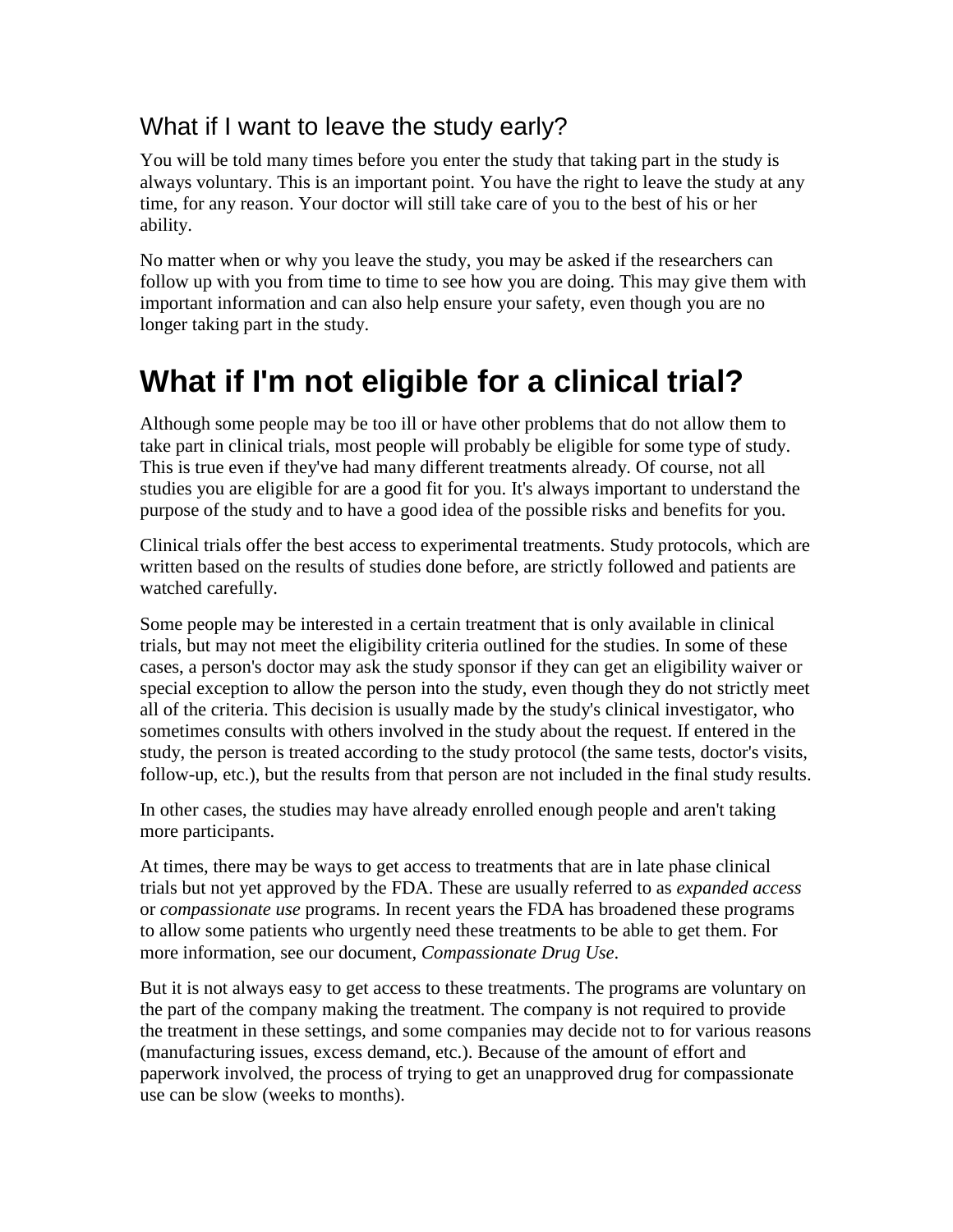## What if I want to leave the study early?

You will be told many times before you enter the study that taking part in the study is always voluntary. This is an important point. You have the right to leave the study at any time, for any reason. Your doctor will still take care of you to the best of his or her ability.

No matter when or why you leave the study, you may be asked if the researchers can follow up with you from time to time to see how you are doing. This may give them with important information and can also help ensure your safety, even though you are no longer taking part in the study.

# What if I'm not eligible for a clinical trial?

Although some people may be too ill or have other problems that do not allow them to take part in clinical trials, most people will probably be eligible for some type of study. This is true even if they've had many different treatments already. Of course, not all studies you are eligible for are a good fit for you. It's always important to understand the purpose of the study and to have a good idea of the possible risks and benefits for you.

Clinical trials offer the best access to experimental treatments. Study protocols, which are written based on the results of studies done before, are strictly followed and patients are watched carefully.

Some people may be interested in a certain treatment that is only available in clinical trials, but may not meet the eligibility criteria outlined for the studies. In some of these cases, a person's doctor may ask the study sponsor if they can get an eligibility waiver or special exception to allow the person into the study, even though they do not strictly meet all of the criteria. This decision is usually made by the study's clinical investigator, who sometimes consults with others involved in the study about the request. If entered in the study, the person is treated according to the study protocol (the same tests, doctor's visits, follow-up, etc.), but the results from that person are not included in the final study results.

In other cases, the studies may have already enrolled enough people and aren't taking more participants.

At times, there may be ways to get access to treatments that are in late phase clinical trials but not yet approved by the FDA. These are usually referred to as *expanded access* or *compassionate use* programs. In recent years the FDA has broadened these programs to allow some patients who urgently need these treatments to be able to get them. For more information, see our document, *Compassionate Drug Use*.

But it is not always easy to get access to these treatments. The programs are voluntary on the part of the company making the treatment. The company is not required to provide the treatment in these settings, and some companies may decide not to for various reasons (manufacturing issues, excess demand, etc.). Because of the amount of effort and paperwork involved, the process of trying to get an unapproved drug for compassionate use can be slow (weeks to months).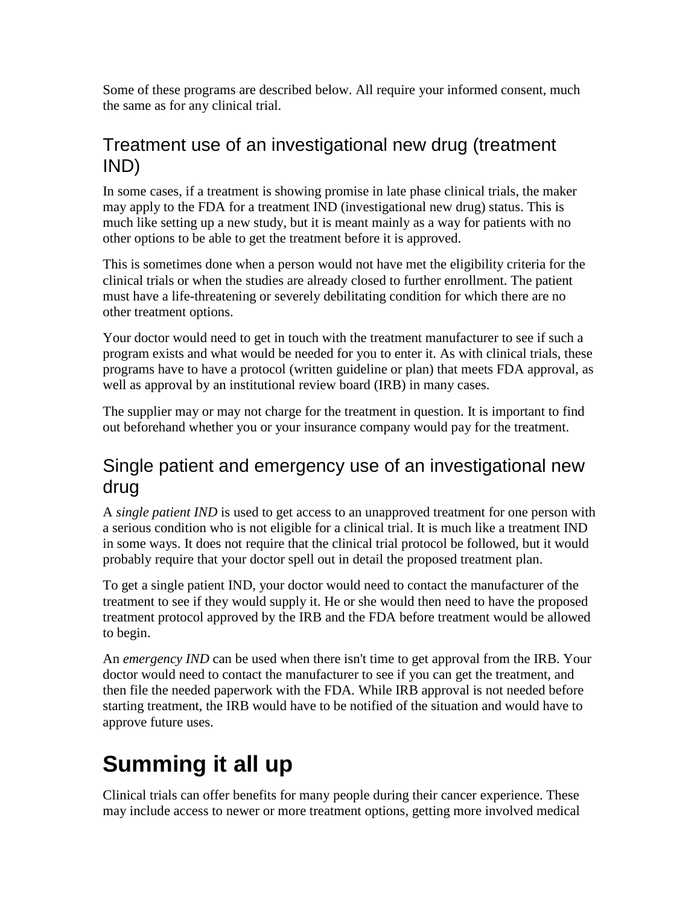Some of these programs are described below. All require your informed consent, much the same as for any clinical trial.

## Treatment use of an investigational new drug (treatment IND)

In some cases, if a treatment is showing promise in late phase clinical trials, the maker may apply to the FDA for a treatment IND (investigational new drug) status. This is much like setting up a new study, but it is meant mainly as a way for patients with no other options to be able to get the treatment before it is approved.

This is sometimes done when a person would not have met the eligibility criteria for the clinical trials or when the studies are already closed to further enrollment. The patient must have a life-threatening or severely debilitating condition for which there are no other treatment options.

Your doctor would need to get in touch with the treatment manufacturer to see if such a program exists and what would be needed for you to enter it. As with clinical trials, these programs have to have a protocol (written guideline or plan) that meets FDA approval, as well as approval by an institutional review board (IRB) in many cases.

The supplier may or may not charge for the treatment in question. It is important to find out beforehand whether you or your insurance company would pay for the treatment.

## Single patient and emergency use of an investigational new drug

A *single patient IND* is used to get access to an unapproved treatment for one person with a serious condition who is not eligible for a clinical trial. It is much like a treatment IND in some ways. It does not require that the clinical trial protocol be followed, but it would probably require that your doctor spell out in detail the proposed treatment plan.

To get a single patient IND, your doctor would need to contact the manufacturer of the treatment to see if they would supply it. He or she would then need to have the proposed treatment protocol approved by the IRB and the FDA before treatment would be allowed to begin.

An *emergency IND* can be used when there isn't time to get approval from the IRB. Your doctor would need to contact the manufacturer to see if you can get the treatment, and then file the needed paperwork with the FDA. While IRB approval is not needed before starting treatment, the IRB would have to be notified of the situation and would have to approve future uses.

# Summing it all up

Clinical trials can offer benefits for many people during their cancer experience. These may include access to newer or more treatment options, getting more involved medical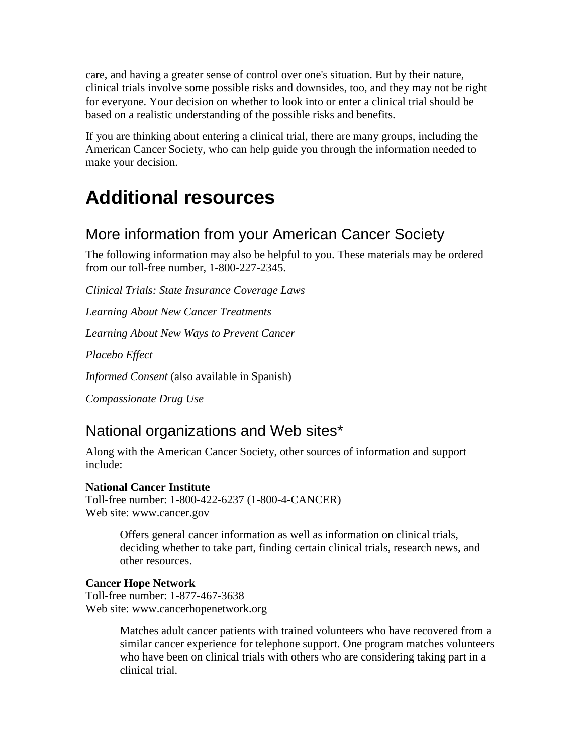care, and having a greater sense of control over one's situation. But by their nature, clinical trials involve some possible risks and downsides, too, and they may not be right for everyone. Your decision on whether to look into or enter a clinical trial should be based on a realistic understanding of the possible risks and benefits.

If you are thinking about entering a clinical trial, there are many groups, including the American Cancer Society, who can help guide you through the information needed to make your decision.

# Additional resources

## More information from your American Cancer Society

The following information may also be helpful to you. These materials may be ordered from our toll-free number, 1-800-227-2345.

*Clinical Trials: State Insurance Coverage Laws*

*Learning About New Cancer Treatments*

*Learning About New Ways to Prevent Cancer*

*Placebo Effect*

*Informed Consent* (also available in Spanish)

*Compassionate Drug Use*

## National organizations and Web sites*

Along with the American Cancer Society, other sources of information and support include:

**National Cancer Institute**
Toll-free number: 1-800-422-6237 (1-800-4-CANCER)
Web site: www.cancer.gov

> Offers general cancer information as well as information on clinical trials, deciding whether to take part, finding certain clinical trials, research news, and other resources.

**Cancer Hope Network**
Toll-free number: 1-877-467-3638
Web site: www.cancerhopenetwork.org

> Matches adult cancer patients with trained volunteers who have recovered from a similar cancer experience for telephone support. One program matches volunteers who have been on clinical trials with others who are considering taking part in a clinical trial.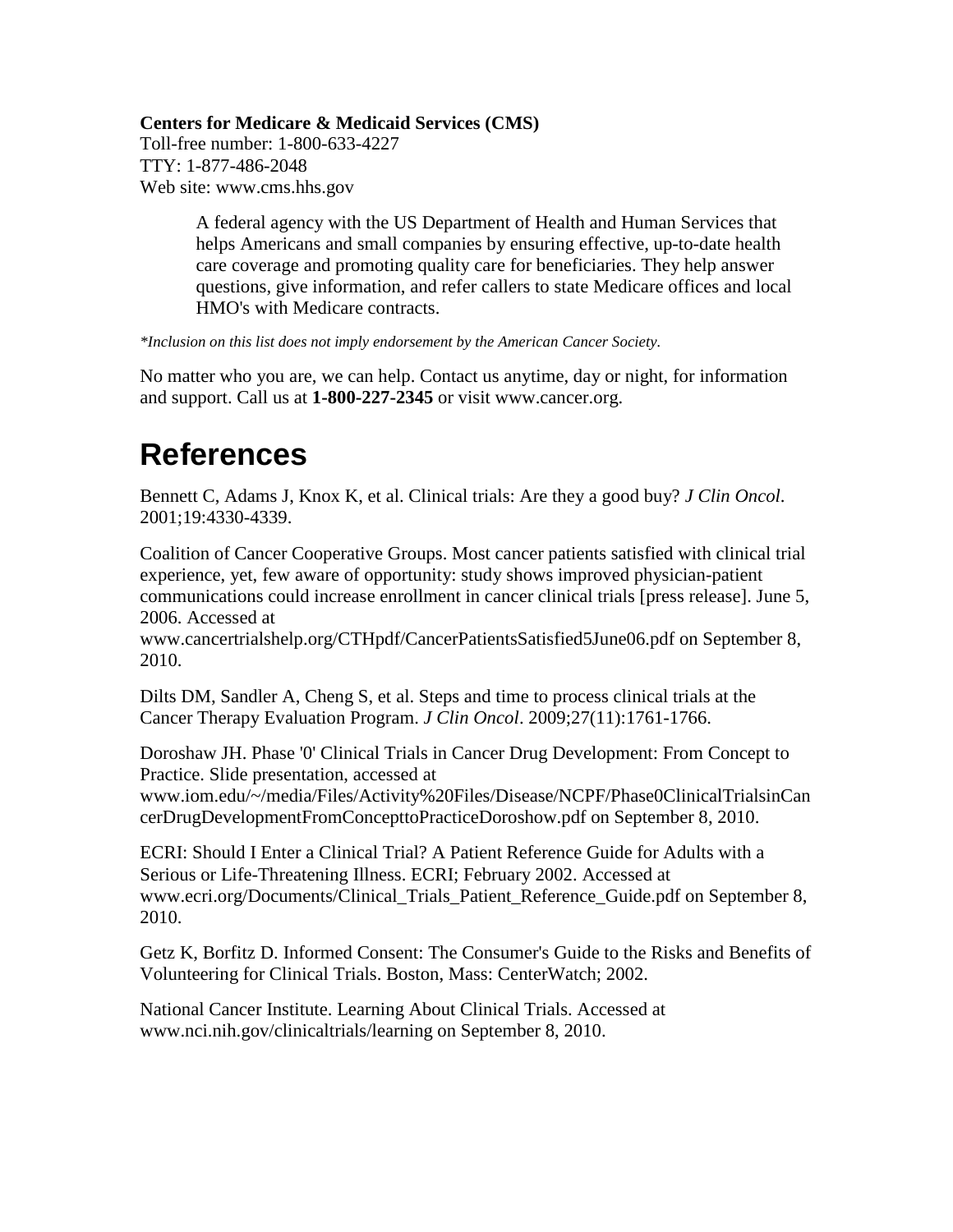**Centers for Medicare & Medicaid Services (CMS)**
Toll-free number: 1-800-633-4227
TTY: 1-877-486-2048
Web site: www.cms.hhs.gov

> A federal agency with the US Department of Health and Human Services that helps Americans and small companies by ensuring effective, up-to-date health care coverage and promoting quality care for beneficiaries. They help answer questions, give information, and refer callers to state Medicare offices and local HMO's with Medicare contracts.

*\*Inclusion on this list does not imply endorsement by the American Cancer Society.*

No matter who you are, we can help. Contact us anytime, day or night, for information and support. Call us at **1-800-227-2345** or visit www.cancer.org.

# References

Bennett C, Adams J, Knox K, et al. Clinical trials: Are they a good buy? *J Clin Oncol*. 2001;19:4330-4339.

Coalition of Cancer Cooperative Groups. Most cancer patients satisfied with clinical trial experience, yet, few aware of opportunity: study shows improved physician-patient communications could increase enrollment in cancer clinical trials [press release]. June 5, 2006. Accessed at www.cancertrialshelp.org/CTHpdf/CancerPatientsSatisfied5June06.pdf on September 8, 2010.

Dilts DM, Sandler A, Cheng S, et al. Steps and time to process clinical trials at the Cancer Therapy Evaluation Program. *J Clin Oncol*. 2009;27(11):1761-1766.

Doroshaw JH. Phase '0' Clinical Trials in Cancer Drug Development: From Concept to Practice. Slide presentation, accessed at www.iom.edu/~/media/Files/Activity%20Files/Disease/NCPF/Phase0ClinicalTrialsinCancerDrugDevelopmentFromConcepttoPracticeDoroshow.pdf on September 8, 2010.

ECRI: Should I Enter a Clinical Trial? A Patient Reference Guide for Adults with a Serious or Life-Threatening Illness. ECRI; February 2002. Accessed at www.ecri.org/Documents/Clinical_Trials_Patient_Reference_Guide.pdf on September 8, 2010.

Getz K, Borfitz D. Informed Consent: The Consumer's Guide to the Risks and Benefits of Volunteering for Clinical Trials. Boston, Mass: CenterWatch; 2002.

National Cancer Institute. Learning About Clinical Trials. Accessed at www.nci.nih.gov/clinicaltrials/learning on September 8, 2010.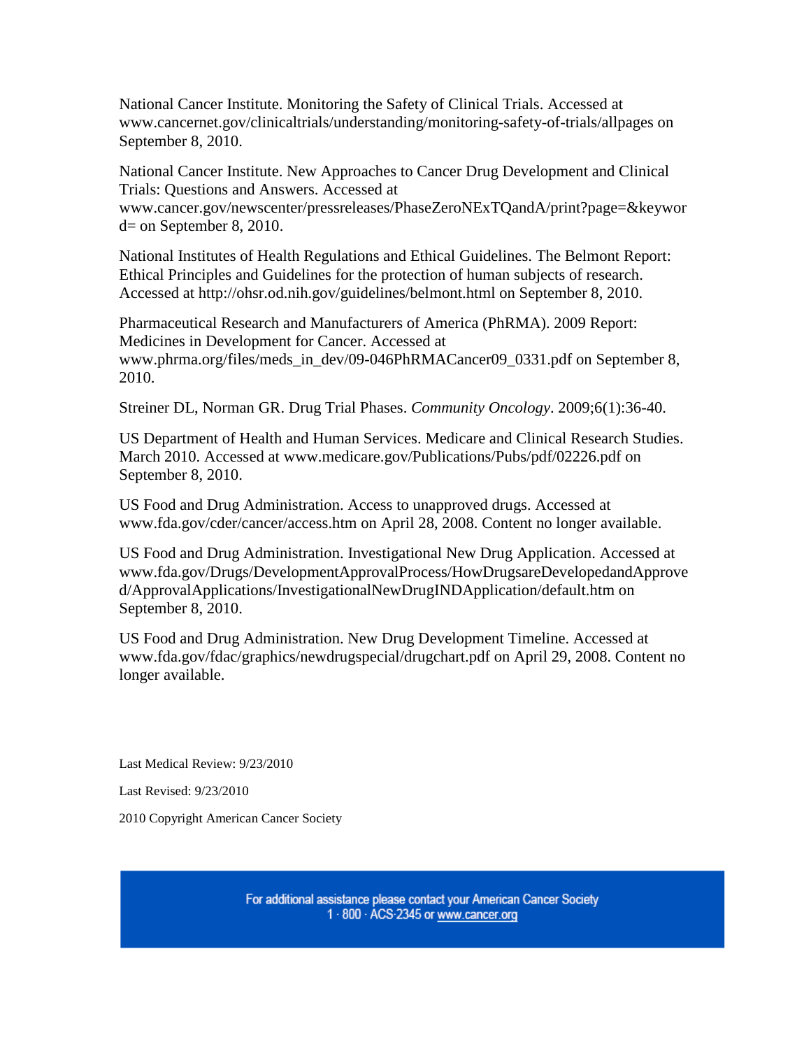National Cancer Institute. Monitoring the Safety of Clinical Trials. Accessed at www.cancernet.gov/clinicaltrials/understanding/monitoring-safety-of-trials/allpages on September 8, 2010.

National Cancer Institute. New Approaches to Cancer Drug Development and Clinical Trials: Questions and Answers. Accessed at www.cancer.gov/newscenter/pressreleases/PhaseZeroNExTQandA/print?page=&keyword= on September 8, 2010.

National Institutes of Health Regulations and Ethical Guidelines. The Belmont Report: Ethical Principles and Guidelines for the protection of human subjects of research. Accessed at http://ohsr.od.nih.gov/guidelines/belmont.html on September 8, 2010.

Pharmaceutical Research and Manufacturers of America (PhRMA). 2009 Report: Medicines in Development for Cancer. Accessed at www.phrma.org/files/meds_in_dev/09-046PhRMACancer09_0331.pdf on September 8, 2010.

Streiner DL, Norman GR. Drug Trial Phases. *Community Oncology*. 2009;6(1):36-40.

US Department of Health and Human Services. Medicare and Clinical Research Studies. March 2010. Accessed at www.medicare.gov/Publications/Pubs/pdf/02226.pdf on September 8, 2010.

US Food and Drug Administration. Access to unapproved drugs. Accessed at www.fda.gov/cder/cancer/access.htm on April 28, 2008. Content no longer available.

US Food and Drug Administration. Investigational New Drug Application. Accessed at www.fda.gov/Drugs/DevelopmentApprovalProcess/HowDrugsareDevelopedandApproved/ApprovalApplications/InvestigationalNewDrugINDApplication/default.htm on September 8, 2010.

US Food and Drug Administration. New Drug Development Timeline. Accessed at www.fda.gov/fdac/graphics/newdrugspecial/drugchart.pdf on April 29, 2008. Content no longer available.

Last Medical Review: 9/23/2010

Last Revised: 9/23/2010

2010 Copyright American Cancer Society

For additional assistance please contact your American Cancer Society 1 · 800 · ACS-2345 or www.cancer.org